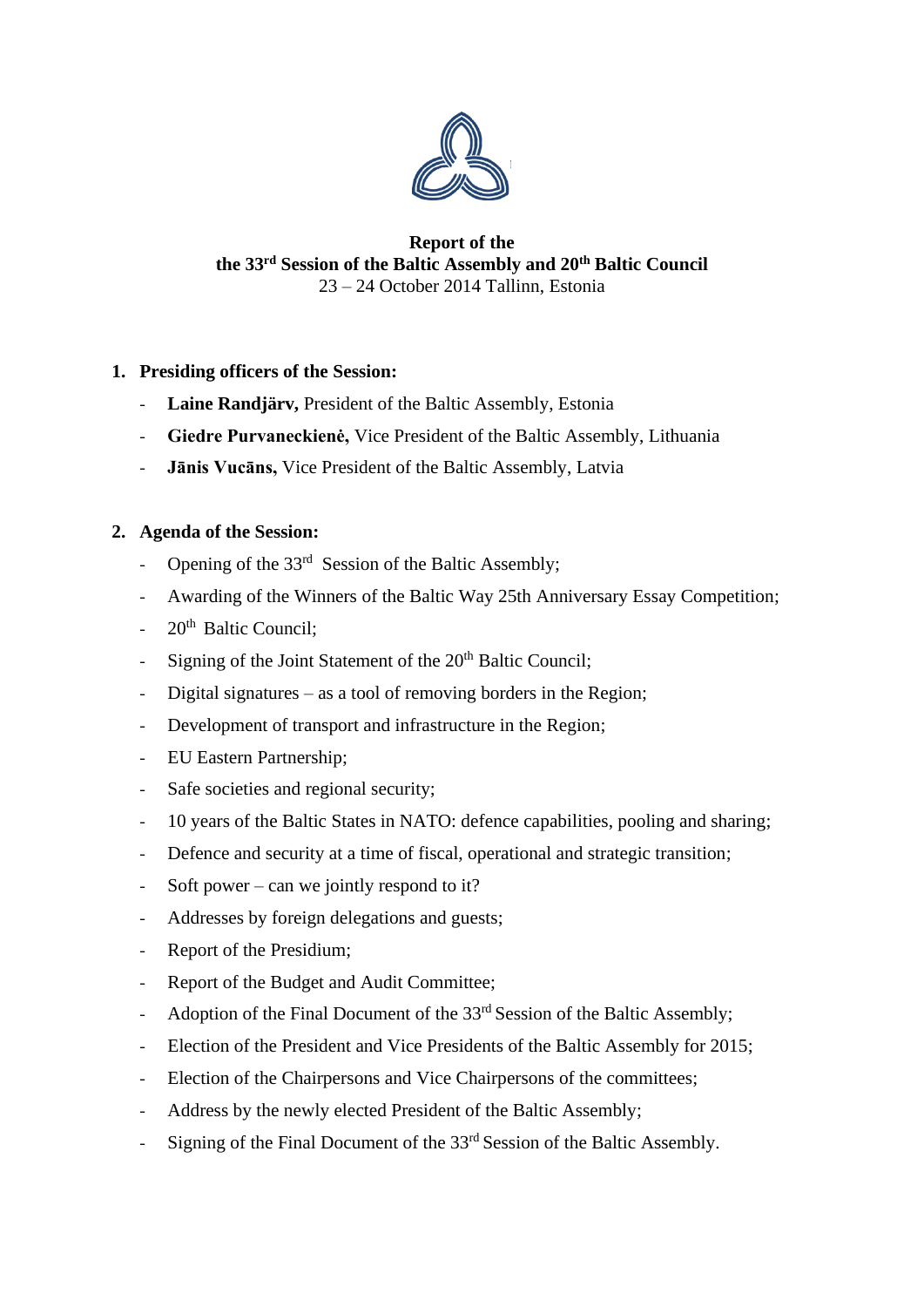# Report of the
# the 33rd Session of the Baltic Assembly and 20th Baltic Council

23 – 24 October 2014 Tallinn, Estonia

**1. Presiding officers of the Session:**

- **Laine Randjärv,** President of the Baltic Assembly, Estonia
- **Giedre Purvaneckienė,** Vice President of the Baltic Assembly, Lithuania
- **Jānis Vucāns,** Vice President of the Baltic Assembly, Latvia

**2. Agenda of the Session:**

- Opening of the 33rd Session of the Baltic Assembly;
- Awarding of the Winners of the Baltic Way 25th Anniversary Essay Competition;
- 20th Baltic Council;
- Signing of the Joint Statement of the 20th Baltic Council;
- Digital signatures – as a tool of removing borders in the Region;
- Development of transport and infrastructure in the Region;
- EU Eastern Partnership;
- Safe societies and regional security;
- 10 years of the Baltic States in NATO: defence capabilities, pooling and sharing;
- Defence and security at a time of fiscal, operational and strategic transition;
- Soft power – can we jointly respond to it?
- Addresses by foreign delegations and guests;
- Report of the Presidium;
- Report of the Budget and Audit Committee;
- Adoption of the Final Document of the 33rd Session of the Baltic Assembly;
- Election of the President and Vice Presidents of the Baltic Assembly for 2015;
- Election of the Chairpersons and Vice Chairpersons of the committees;
- Address by the newly elected President of the Baltic Assembly;
- Signing of the Final Document of the 33rd Session of the Baltic Assembly.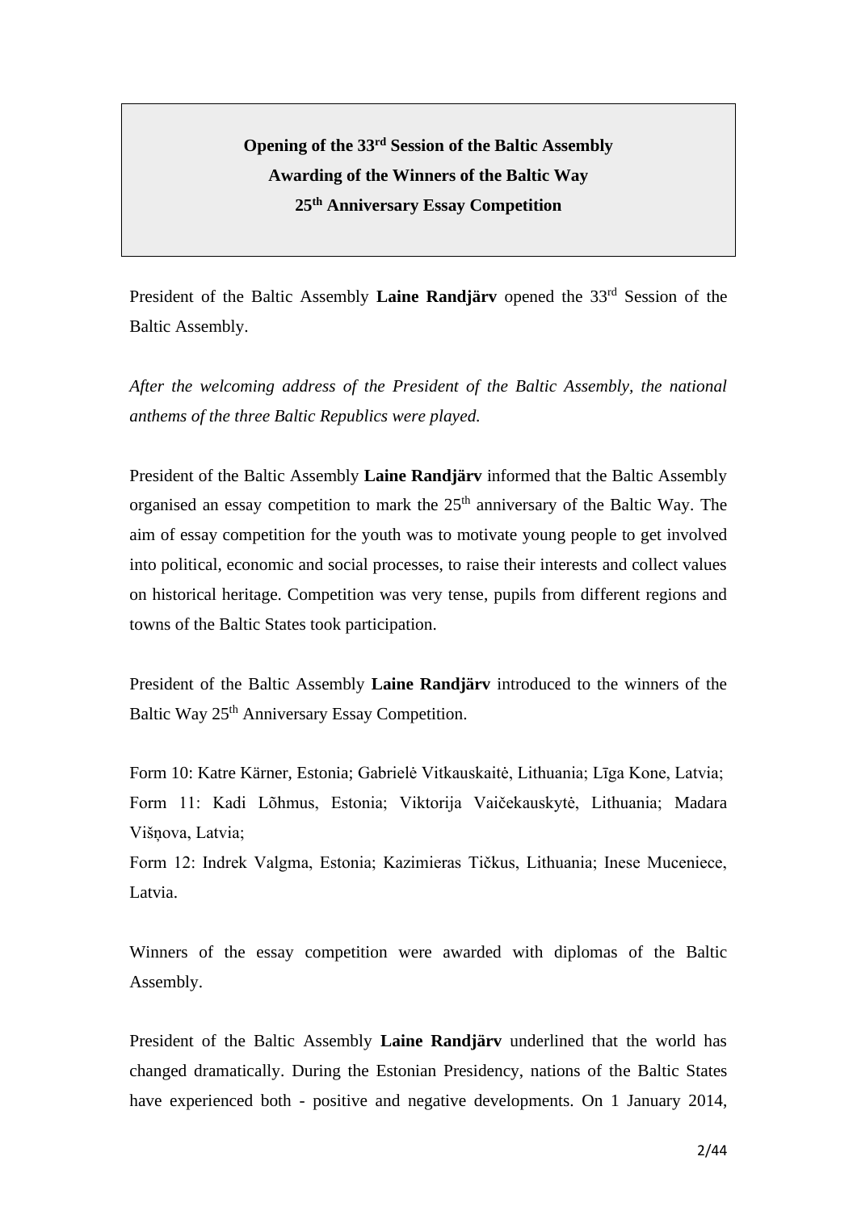**Opening of the 33rd Session of the Baltic Assembly**
**Awarding of the Winners of the Baltic Way**
**25th Anniversary Essay Competition**

President of the Baltic Assembly **Laine Randjärv** opened the 33rd Session of the Baltic Assembly.

*After the welcoming address of the President of the Baltic Assembly, the national anthems of the three Baltic Republics were played.*

President of the Baltic Assembly **Laine Randjärv** informed that the Baltic Assembly organised an essay competition to mark the 25th anniversary of the Baltic Way. The aim of essay competition for the youth was to motivate young people to get involved into political, economic and social processes, to raise their interests and collect values on historical heritage. Competition was very tense, pupils from different regions and towns of the Baltic States took participation.

President of the Baltic Assembly **Laine Randjärv** introduced to the winners of the Baltic Way 25th Anniversary Essay Competition.

Form 10: Katre Kärner, Estonia; Gabrielė Vitkauskaitė, Lithuania; Līga Kone, Latvia;
Form 11: Kadi Lõhmus, Estonia; Viktorija Vaičekauskytė, Lithuania; Madara Višņova, Latvia;
Form 12: Indrek Valgma, Estonia; Kazimieras Tičkus, Lithuania; Inese Muceniece, Latvia.

Winners of the essay competition were awarded with diplomas of the Baltic Assembly.

President of the Baltic Assembly **Laine Randjärv** underlined that the world has changed dramatically. During the Estonian Presidency, nations of the Baltic States have experienced both - positive and negative developments. On 1 January 2014,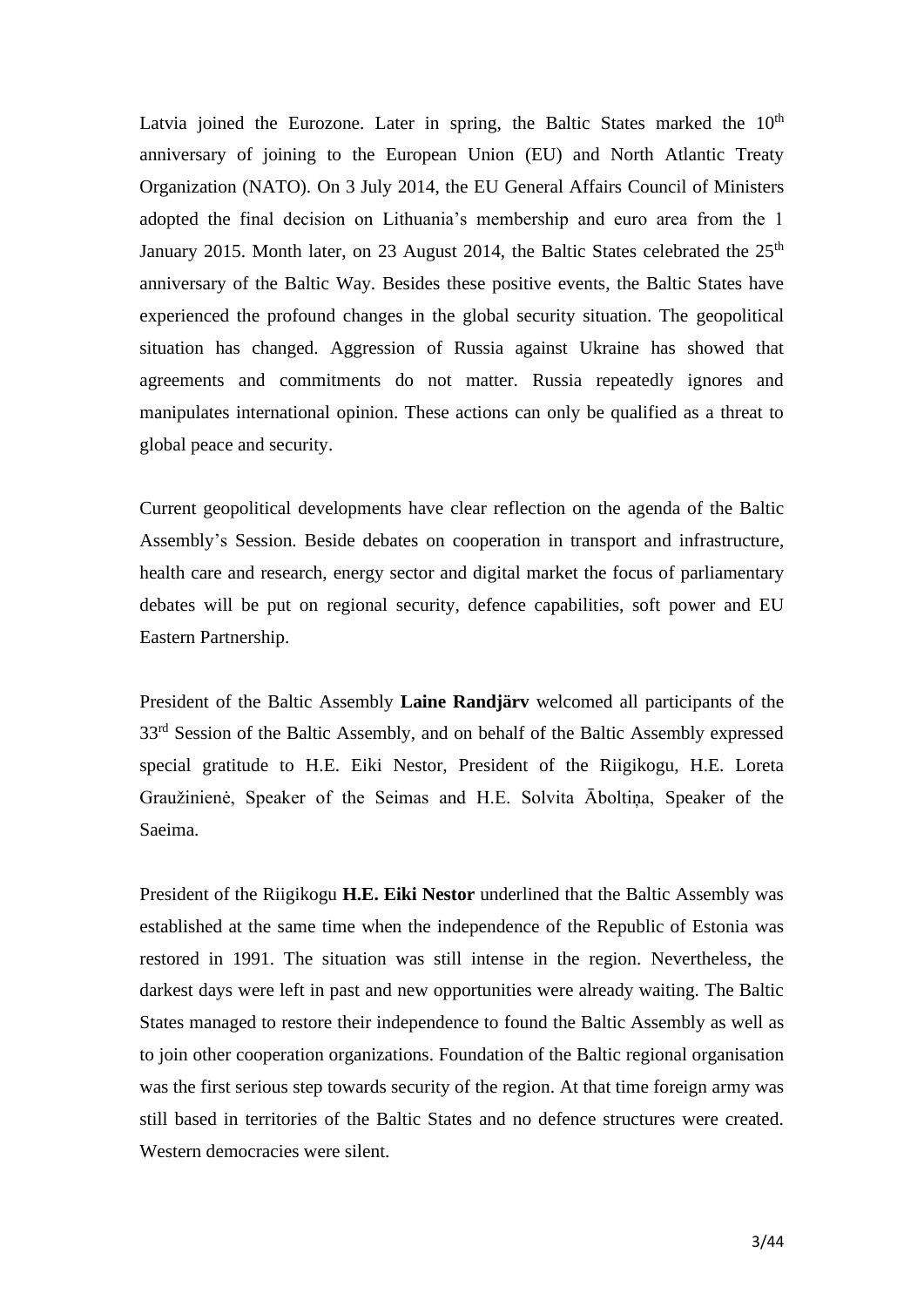Latvia joined the Eurozone. Later in spring, the Baltic States marked the 10th anniversary of joining to the European Union (EU) and North Atlantic Treaty Organization (NATO). On 3 July 2014, the EU General Affairs Council of Ministers adopted the final decision on Lithuania's membership and euro area from the 1 January 2015. Month later, on 23 August 2014, the Baltic States celebrated the 25th anniversary of the Baltic Way. Besides these positive events, the Baltic States have experienced the profound changes in the global security situation. The geopolitical situation has changed. Aggression of Russia against Ukraine has showed that agreements and commitments do not matter. Russia repeatedly ignores and manipulates international opinion. These actions can only be qualified as a threat to global peace and security.

Current geopolitical developments have clear reflection on the agenda of the Baltic Assembly's Session. Beside debates on cooperation in transport and infrastructure, health care and research, energy sector and digital market the focus of parliamentary debates will be put on regional security, defence capabilities, soft power and EU Eastern Partnership.

President of the Baltic Assembly **Laine Randjärv** welcomed all participants of the 33rd Session of the Baltic Assembly, and on behalf of the Baltic Assembly expressed special gratitude to H.E. Eiki Nestor, President of the Riigikogu, H.E. Loreta Graužinienė, Speaker of the Seimas and H.E. Solvita Āboltiņa, Speaker of the Saeima.

President of the Riigikogu **H.E. Eiki Nestor** underlined that the Baltic Assembly was established at the same time when the independence of the Republic of Estonia was restored in 1991. The situation was still intense in the region. Nevertheless, the darkest days were left in past and new opportunities were already waiting. The Baltic States managed to restore their independence to found the Baltic Assembly as well as to join other cooperation organizations. Foundation of the Baltic regional organisation was the first serious step towards security of the region. At that time foreign army was still based in territories of the Baltic States and no defence structures were created. Western democracies were silent.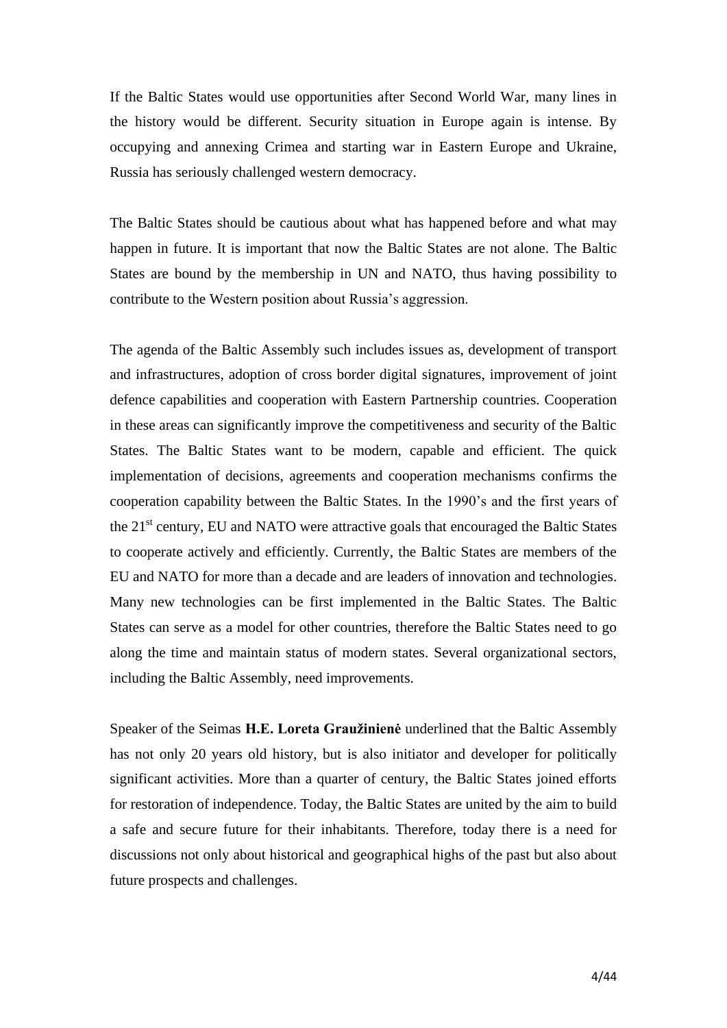If the Baltic States would use opportunities after Second World War, many lines in the history would be different. Security situation in Europe again is intense. By occupying and annexing Crimea and starting war in Eastern Europe and Ukraine, Russia has seriously challenged western democracy.

The Baltic States should be cautious about what has happened before and what may happen in future. It is important that now the Baltic States are not alone. The Baltic States are bound by the membership in UN and NATO, thus having possibility to contribute to the Western position about Russia's aggression.

The agenda of the Baltic Assembly such includes issues as, development of transport and infrastructures, adoption of cross border digital signatures, improvement of joint defence capabilities and cooperation with Eastern Partnership countries. Cooperation in these areas can significantly improve the competitiveness and security of the Baltic States. The Baltic States want to be modern, capable and efficient. The quick implementation of decisions, agreements and cooperation mechanisms confirms the cooperation capability between the Baltic States. In the 1990's and the first years of the 21st century, EU and NATO were attractive goals that encouraged the Baltic States to cooperate actively and efficiently. Currently, the Baltic States are members of the EU and NATO for more than a decade and are leaders of innovation and technologies. Many new technologies can be first implemented in the Baltic States. The Baltic States can serve as a model for other countries, therefore the Baltic States need to go along the time and maintain status of modern states. Several organizational sectors, including the Baltic Assembly, need improvements.

Speaker of the Seimas **H.E. Loreta Graužinienė** underlined that the Baltic Assembly has not only 20 years old history, but is also initiator and developer for politically significant activities. More than a quarter of century, the Baltic States joined efforts for restoration of independence. Today, the Baltic States are united by the aim to build a safe and secure future for their inhabitants. Therefore, today there is a need for discussions not only about historical and geographical highs of the past but also about future prospects and challenges.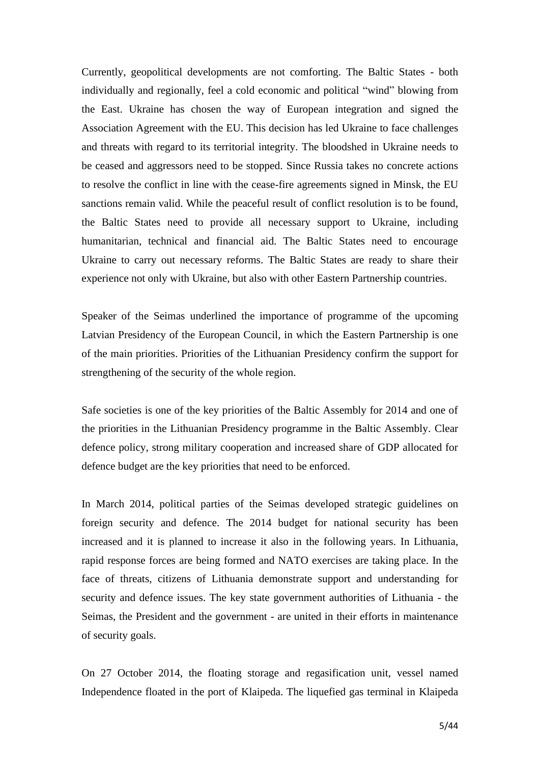Currently, geopolitical developments are not comforting. The Baltic States - both individually and regionally, feel a cold economic and political "wind" blowing from the East. Ukraine has chosen the way of European integration and signed the Association Agreement with the EU. This decision has led Ukraine to face challenges and threats with regard to its territorial integrity. The bloodshed in Ukraine needs to be ceased and aggressors need to be stopped. Since Russia takes no concrete actions to resolve the conflict in line with the cease-fire agreements signed in Minsk, the EU sanctions remain valid. While the peaceful result of conflict resolution is to be found, the Baltic States need to provide all necessary support to Ukraine, including humanitarian, technical and financial aid. The Baltic States need to encourage Ukraine to carry out necessary reforms. The Baltic States are ready to share their experience not only with Ukraine, but also with other Eastern Partnership countries.

Speaker of the Seimas underlined the importance of programme of the upcoming Latvian Presidency of the European Council, in which the Eastern Partnership is one of the main priorities. Priorities of the Lithuanian Presidency confirm the support for strengthening of the security of the whole region.

Safe societies is one of the key priorities of the Baltic Assembly for 2014 and one of the priorities in the Lithuanian Presidency programme in the Baltic Assembly. Clear defence policy, strong military cooperation and increased share of GDP allocated for defence budget are the key priorities that need to be enforced.

In March 2014, political parties of the Seimas developed strategic guidelines on foreign security and defence. The 2014 budget for national security has been increased and it is planned to increase it also in the following years. In Lithuania, rapid response forces are being formed and NATO exercises are taking place. In the face of threats, citizens of Lithuania demonstrate support and understanding for security and defence issues. The key state government authorities of Lithuania - the Seimas, the President and the government - are united in their efforts in maintenance of security goals.

On 27 October 2014, the floating storage and regasification unit, vessel named Independence floated in the port of Klaipeda. The liquefied gas terminal in Klaipeda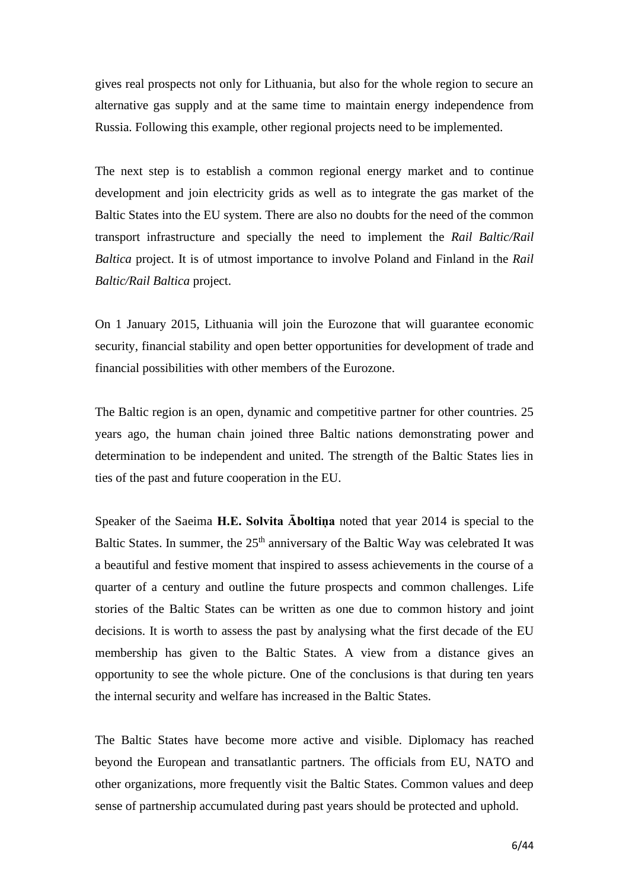gives real prospects not only for Lithuania, but also for the whole region to secure an alternative gas supply and at the same time to maintain energy independence from Russia. Following this example, other regional projects need to be implemented.

The next step is to establish a common regional energy market and to continue development and join electricity grids as well as to integrate the gas market of the Baltic States into the EU system. There are also no doubts for the need of the common transport infrastructure and specially the need to implement the *Rail Baltic/Rail Baltica* project. It is of utmost importance to involve Poland and Finland in the *Rail Baltic/Rail Baltica* project.

On 1 January 2015, Lithuania will join the Eurozone that will guarantee economic security, financial stability and open better opportunities for development of trade and financial possibilities with other members of the Eurozone.

The Baltic region is an open, dynamic and competitive partner for other countries. 25 years ago, the human chain joined three Baltic nations demonstrating power and determination to be independent and united. The strength of the Baltic States lies in ties of the past and future cooperation in the EU.

Speaker of the Saeima **H.E. Solvita Āboltiņa** noted that year 2014 is special to the Baltic States. In summer, the 25th anniversary of the Baltic Way was celebrated It was a beautiful and festive moment that inspired to assess achievements in the course of a quarter of a century and outline the future prospects and common challenges. Life stories of the Baltic States can be written as one due to common history and joint decisions. It is worth to assess the past by analysing what the first decade of the EU membership has given to the Baltic States. A view from a distance gives an opportunity to see the whole picture. One of the conclusions is that during ten years the internal security and welfare has increased in the Baltic States.

The Baltic States have become more active and visible. Diplomacy has reached beyond the European and transatlantic partners. The officials from EU, NATO and other organizations, more frequently visit the Baltic States. Common values and deep sense of partnership accumulated during past years should be protected and uphold.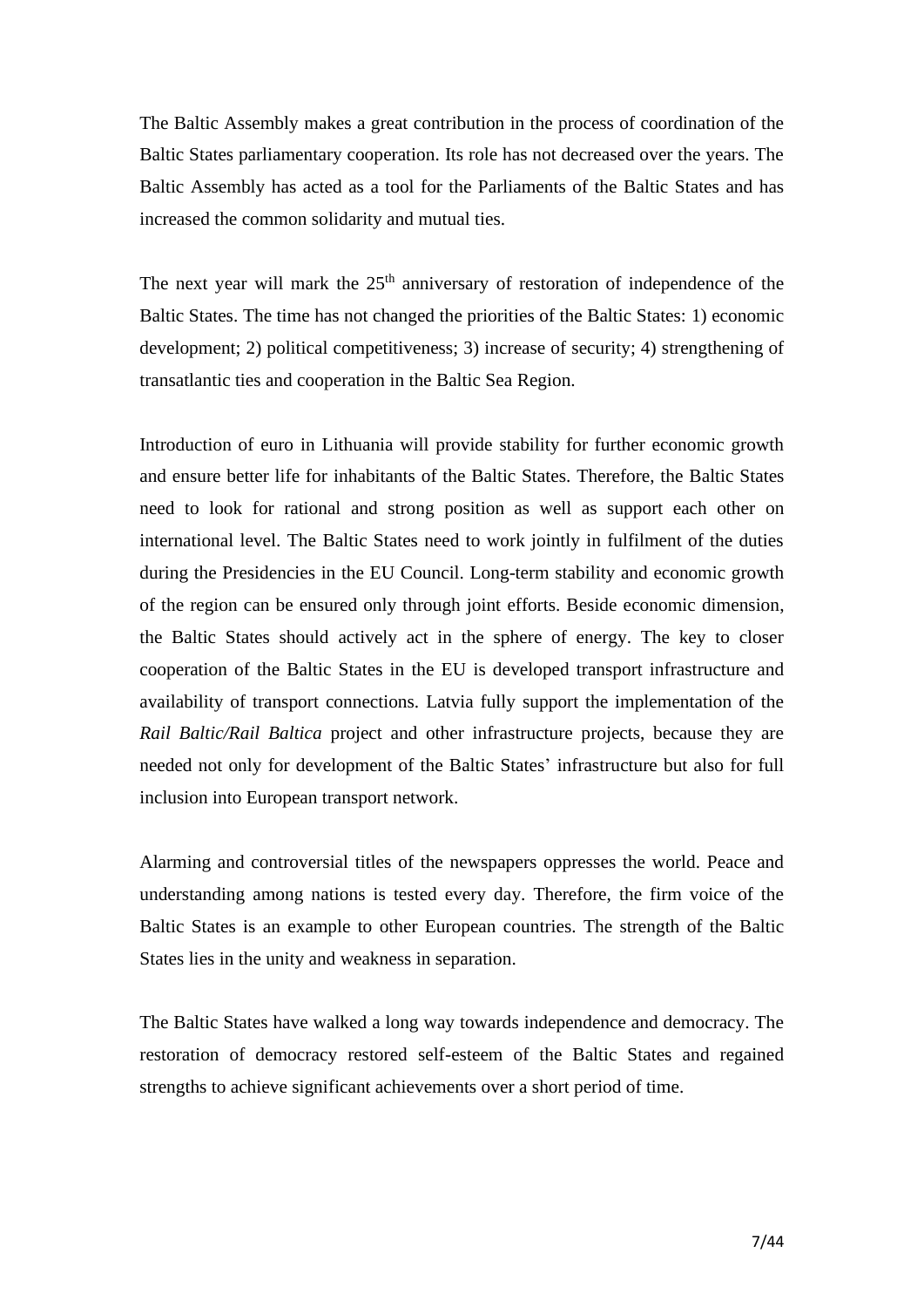The Baltic Assembly makes a great contribution in the process of coordination of the Baltic States parliamentary cooperation. Its role has not decreased over the years. The Baltic Assembly has acted as a tool for the Parliaments of the Baltic States and has increased the common solidarity and mutual ties.

The next year will mark the 25th anniversary of restoration of independence of the Baltic States. The time has not changed the priorities of the Baltic States: 1) economic development; 2) political competitiveness; 3) increase of security; 4) strengthening of transatlantic ties and cooperation in the Baltic Sea Region.

Introduction of euro in Lithuania will provide stability for further economic growth and ensure better life for inhabitants of the Baltic States. Therefore, the Baltic States need to look for rational and strong position as well as support each other on international level. The Baltic States need to work jointly in fulfilment of the duties during the Presidencies in the EU Council. Long-term stability and economic growth of the region can be ensured only through joint efforts. Beside economic dimension, the Baltic States should actively act in the sphere of energy. The key to closer cooperation of the Baltic States in the EU is developed transport infrastructure and availability of transport connections. Latvia fully support the implementation of the *Rail Baltic/Rail Baltica* project and other infrastructure projects, because they are needed not only for development of the Baltic States' infrastructure but also for full inclusion into European transport network.

Alarming and controversial titles of the newspapers oppresses the world. Peace and understanding among nations is tested every day. Therefore, the firm voice of the Baltic States is an example to other European countries. The strength of the Baltic States lies in the unity and weakness in separation.

The Baltic States have walked a long way towards independence and democracy. The restoration of democracy restored self-esteem of the Baltic States and regained strengths to achieve significant achievements over a short period of time.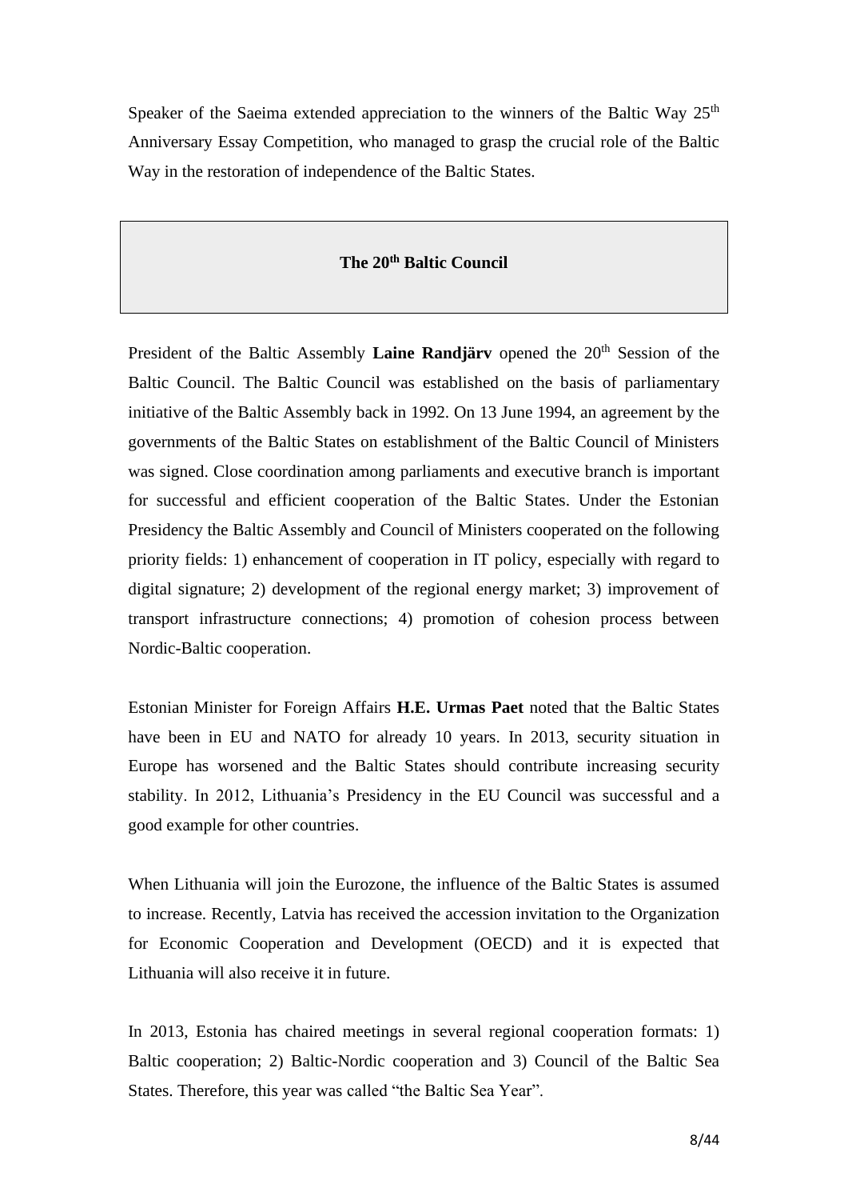Speaker of the Saeima extended appreciation to the winners of the Baltic Way 25th Anniversary Essay Competition, who managed to grasp the crucial role of the Baltic Way in the restoration of independence of the Baltic States.

## The 20th Baltic Council

President of the Baltic Assembly **Laine Randjärv** opened the 20th Session of the Baltic Council. The Baltic Council was established on the basis of parliamentary initiative of the Baltic Assembly back in 1992. On 13 June 1994, an agreement by the governments of the Baltic States on establishment of the Baltic Council of Ministers was signed. Close coordination among parliaments and executive branch is important for successful and efficient cooperation of the Baltic States. Under the Estonian Presidency the Baltic Assembly and Council of Ministers cooperated on the following priority fields: 1) enhancement of cooperation in IT policy, especially with regard to digital signature; 2) development of the regional energy market; 3) improvement of transport infrastructure connections; 4) promotion of cohesion process between Nordic-Baltic cooperation.

Estonian Minister for Foreign Affairs **H.E. Urmas Paet** noted that the Baltic States have been in EU and NATO for already 10 years. In 2013, security situation in Europe has worsened and the Baltic States should contribute increasing security stability. In 2012, Lithuania's Presidency in the EU Council was successful and a good example for other countries.

When Lithuania will join the Eurozone, the influence of the Baltic States is assumed to increase. Recently, Latvia has received the accession invitation to the Organization for Economic Cooperation and Development (OECD) and it is expected that Lithuania will also receive it in future.

In 2013, Estonia has chaired meetings in several regional cooperation formats: 1) Baltic cooperation; 2) Baltic-Nordic cooperation and 3) Council of the Baltic Sea States. Therefore, this year was called "the Baltic Sea Year".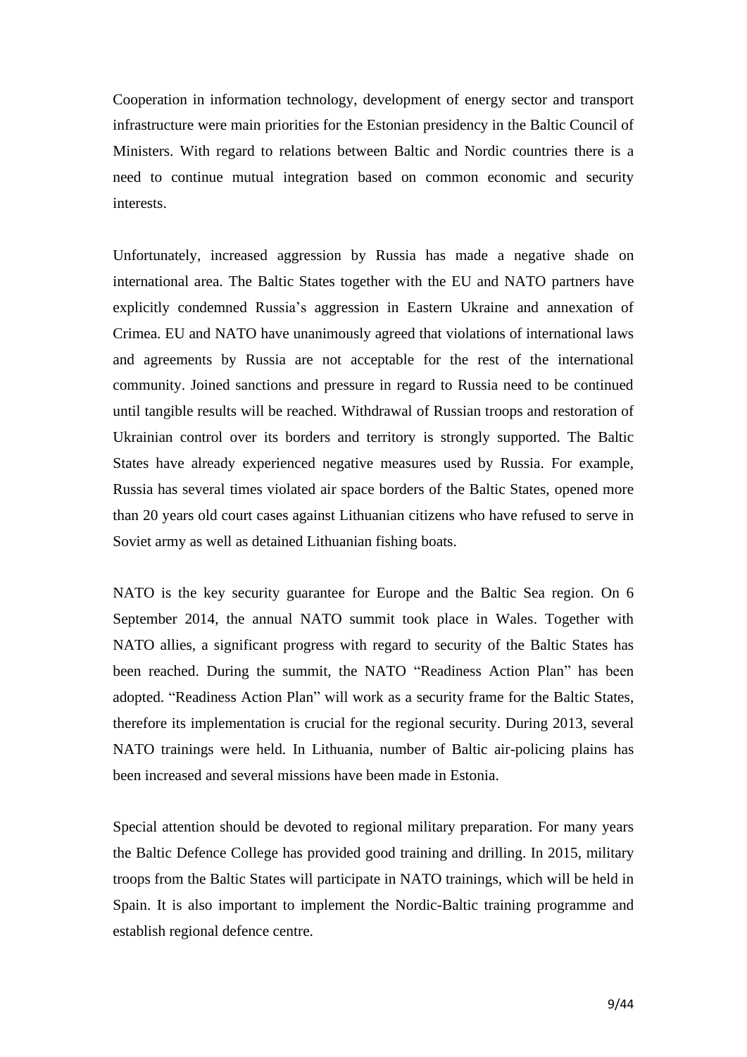Cooperation in information technology, development of energy sector and transport infrastructure were main priorities for the Estonian presidency in the Baltic Council of Ministers. With regard to relations between Baltic and Nordic countries there is a need to continue mutual integration based on common economic and security interests.

Unfortunately, increased aggression by Russia has made a negative shade on international area. The Baltic States together with the EU and NATO partners have explicitly condemned Russia's aggression in Eastern Ukraine and annexation of Crimea. EU and NATO have unanimously agreed that violations of international laws and agreements by Russia are not acceptable for the rest of the international community. Joined sanctions and pressure in regard to Russia need to be continued until tangible results will be reached. Withdrawal of Russian troops and restoration of Ukrainian control over its borders and territory is strongly supported. The Baltic States have already experienced negative measures used by Russia. For example, Russia has several times violated air space borders of the Baltic States, opened more than 20 years old court cases against Lithuanian citizens who have refused to serve in Soviet army as well as detained Lithuanian fishing boats.

NATO is the key security guarantee for Europe and the Baltic Sea region. On 6 September 2014, the annual NATO summit took place in Wales. Together with NATO allies, a significant progress with regard to security of the Baltic States has been reached. During the summit, the NATO "Readiness Action Plan" has been adopted. "Readiness Action Plan" will work as a security frame for the Baltic States, therefore its implementation is crucial for the regional security. During 2013, several NATO trainings were held. In Lithuania, number of Baltic air-policing plains has been increased and several missions have been made in Estonia.

Special attention should be devoted to regional military preparation. For many years the Baltic Defence College has provided good training and drilling. In 2015, military troops from the Baltic States will participate in NATO trainings, which will be held in Spain. It is also important to implement the Nordic-Baltic training programme and establish regional defence centre.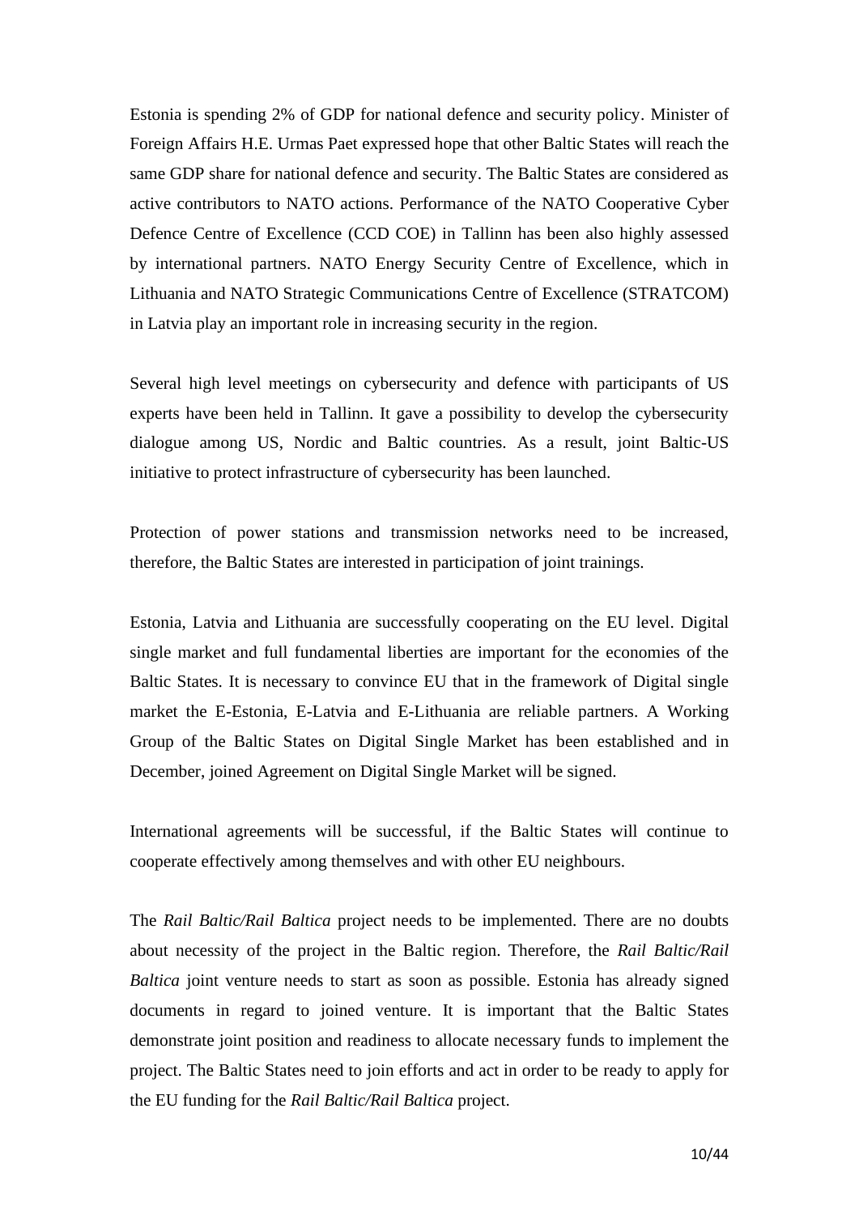Estonia is spending 2% of GDP for national defence and security policy. Minister of Foreign Affairs H.E. Urmas Paet expressed hope that other Baltic States will reach the same GDP share for national defence and security. The Baltic States are considered as active contributors to NATO actions. Performance of the NATO Cooperative Cyber Defence Centre of Excellence (CCD COE) in Tallinn has been also highly assessed by international partners. NATO Energy Security Centre of Excellence, which in Lithuania and NATO Strategic Communications Centre of Excellence (STRATCOM) in Latvia play an important role in increasing security in the region.

Several high level meetings on cybersecurity and defence with participants of US experts have been held in Tallinn. It gave a possibility to develop the cybersecurity dialogue among US, Nordic and Baltic countries. As a result, joint Baltic-US initiative to protect infrastructure of cybersecurity has been launched.

Protection of power stations and transmission networks need to be increased, therefore, the Baltic States are interested in participation of joint trainings.

Estonia, Latvia and Lithuania are successfully cooperating on the EU level. Digital single market and full fundamental liberties are important for the economies of the Baltic States. It is necessary to convince EU that in the framework of Digital single market the E-Estonia, E-Latvia and E-Lithuania are reliable partners. A Working Group of the Baltic States on Digital Single Market has been established and in December, joined Agreement on Digital Single Market will be signed.

International agreements will be successful, if the Baltic States will continue to cooperate effectively among themselves and with other EU neighbours.

The *Rail Baltic/Rail Baltica* project needs to be implemented. There are no doubts about necessity of the project in the Baltic region. Therefore, the *Rail Baltic/Rail Baltica* joint venture needs to start as soon as possible. Estonia has already signed documents in regard to joined venture. It is important that the Baltic States demonstrate joint position and readiness to allocate necessary funds to implement the project. The Baltic States need to join efforts and act in order to be ready to apply for the EU funding for the *Rail Baltic/Rail Baltica* project.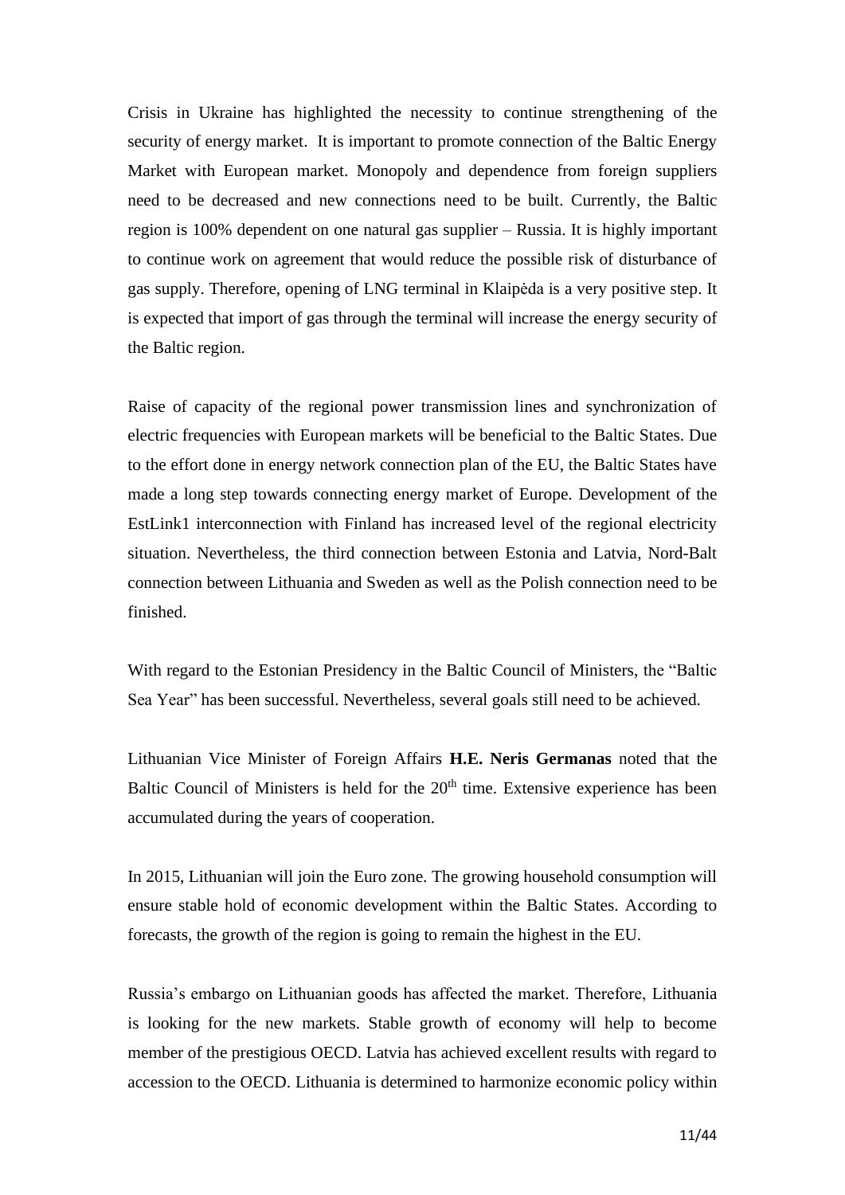Crisis in Ukraine has highlighted the necessity to continue strengthening of the security of energy market. It is important to promote connection of the Baltic Energy Market with European market. Monopoly and dependence from foreign suppliers need to be decreased and new connections need to be built. Currently, the Baltic region is 100% dependent on one natural gas supplier – Russia. It is highly important to continue work on agreement that would reduce the possible risk of disturbance of gas supply. Therefore, opening of LNG terminal in Klaipėda is a very positive step. It is expected that import of gas through the terminal will increase the energy security of the Baltic region.

Raise of capacity of the regional power transmission lines and synchronization of electric frequencies with European markets will be beneficial to the Baltic States. Due to the effort done in energy network connection plan of the EU, the Baltic States have made a long step towards connecting energy market of Europe. Development of the EstLink1 interconnection with Finland has increased level of the regional electricity situation. Nevertheless, the third connection between Estonia and Latvia, Nord-Balt connection between Lithuania and Sweden as well as the Polish connection need to be finished.

With regard to the Estonian Presidency in the Baltic Council of Ministers, the "Baltic Sea Year" has been successful. Nevertheless, several goals still need to be achieved.

Lithuanian Vice Minister of Foreign Affairs **H.E. Neris Germanas** noted that the Baltic Council of Ministers is held for the 20th time. Extensive experience has been accumulated during the years of cooperation.

In 2015, Lithuanian will join the Euro zone. The growing household consumption will ensure stable hold of economic development within the Baltic States. According to forecasts, the growth of the region is going to remain the highest in the EU.

Russia's embargo on Lithuanian goods has affected the market. Therefore, Lithuania is looking for the new markets. Stable growth of economy will help to become member of the prestigious OECD. Latvia has achieved excellent results with regard to accession to the OECD. Lithuania is determined to harmonize economic policy within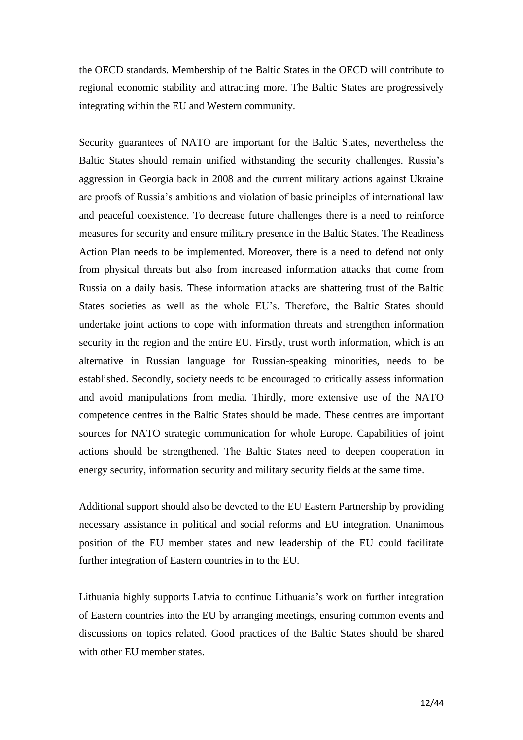the OECD standards. Membership of the Baltic States in the OECD will contribute to regional economic stability and attracting more. The Baltic States are progressively integrating within the EU and Western community.

Security guarantees of NATO are important for the Baltic States, nevertheless the Baltic States should remain unified withstanding the security challenges. Russia's aggression in Georgia back in 2008 and the current military actions against Ukraine are proofs of Russia's ambitions and violation of basic principles of international law and peaceful coexistence. To decrease future challenges there is a need to reinforce measures for security and ensure military presence in the Baltic States. The Readiness Action Plan needs to be implemented. Moreover, there is a need to defend not only from physical threats but also from increased information attacks that come from Russia on a daily basis. These information attacks are shattering trust of the Baltic States societies as well as the whole EU's. Therefore, the Baltic States should undertake joint actions to cope with information threats and strengthen information security in the region and the entire EU. Firstly, trust worth information, which is an alternative in Russian language for Russian-speaking minorities, needs to be established. Secondly, society needs to be encouraged to critically assess information and avoid manipulations from media. Thirdly, more extensive use of the NATO competence centres in the Baltic States should be made. These centres are important sources for NATO strategic communication for whole Europe. Capabilities of joint actions should be strengthened. The Baltic States need to deepen cooperation in energy security, information security and military security fields at the same time.

Additional support should also be devoted to the EU Eastern Partnership by providing necessary assistance in political and social reforms and EU integration. Unanimous position of the EU member states and new leadership of the EU could facilitate further integration of Eastern countries in to the EU.

Lithuania highly supports Latvia to continue Lithuania's work on further integration of Eastern countries into the EU by arranging meetings, ensuring common events and discussions on topics related. Good practices of the Baltic States should be shared with other EU member states.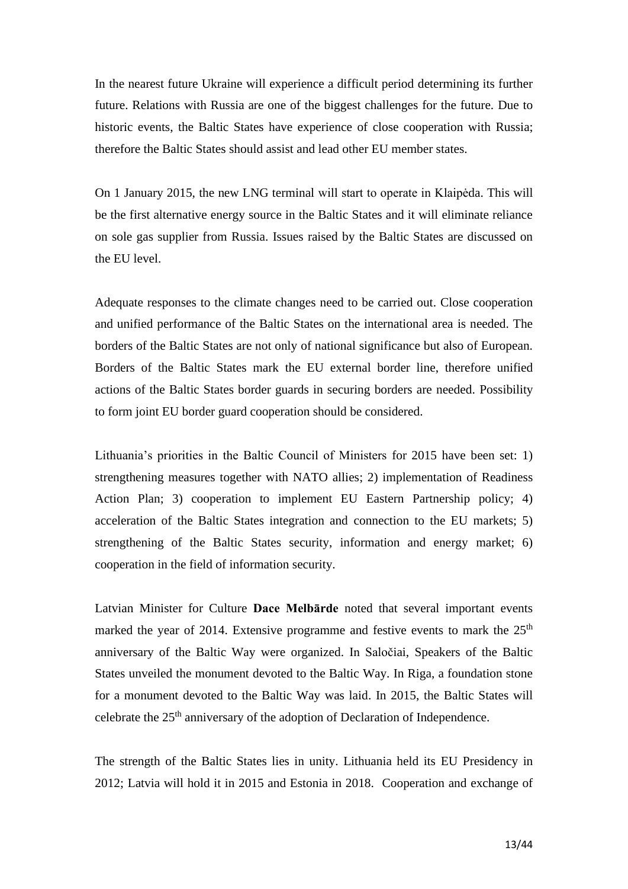In the nearest future Ukraine will experience a difficult period determining its further future. Relations with Russia are one of the biggest challenges for the future. Due to historic events, the Baltic States have experience of close cooperation with Russia; therefore the Baltic States should assist and lead other EU member states.

On 1 January 2015, the new LNG terminal will start to operate in Klaipėda. This will be the first alternative energy source in the Baltic States and it will eliminate reliance on sole gas supplier from Russia. Issues raised by the Baltic States are discussed on the EU level.

Adequate responses to the climate changes need to be carried out. Close cooperation and unified performance of the Baltic States on the international area is needed. The borders of the Baltic States are not only of national significance but also of European. Borders of the Baltic States mark the EU external border line, therefore unified actions of the Baltic States border guards in securing borders are needed. Possibility to form joint EU border guard cooperation should be considered.

Lithuania's priorities in the Baltic Council of Ministers for 2015 have been set: 1) strengthening measures together with NATO allies; 2) implementation of Readiness Action Plan; 3) cooperation to implement EU Eastern Partnership policy; 4) acceleration of the Baltic States integration and connection to the EU markets; 5) strengthening of the Baltic States security, information and energy market; 6) cooperation in the field of information security.

Latvian Minister for Culture **Dace Melbārde** noted that several important events marked the year of 2014. Extensive programme and festive events to mark the 25th anniversary of the Baltic Way were organized. In Saločiai, Speakers of the Baltic States unveiled the monument devoted to the Baltic Way. In Riga, a foundation stone for a monument devoted to the Baltic Way was laid. In 2015, the Baltic States will celebrate the 25th anniversary of the adoption of Declaration of Independence.

The strength of the Baltic States lies in unity. Lithuania held its EU Presidency in 2012; Latvia will hold it in 2015 and Estonia in 2018. Cooperation and exchange of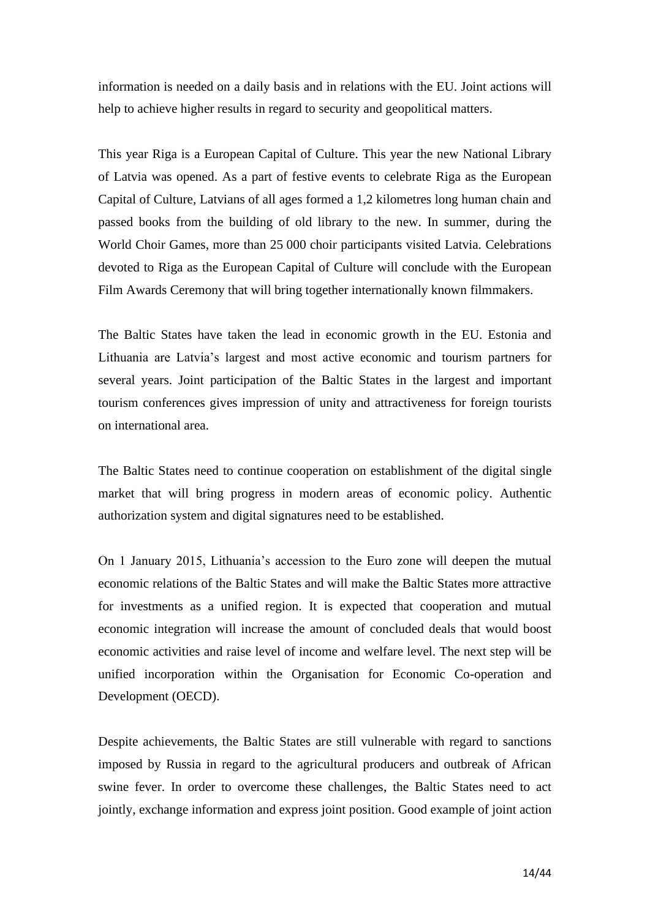information is needed on a daily basis and in relations with the EU. Joint actions will help to achieve higher results in regard to security and geopolitical matters.

This year Riga is a European Capital of Culture. This year the new National Library of Latvia was opened. As a part of festive events to celebrate Riga as the European Capital of Culture, Latvians of all ages formed a 1,2 kilometres long human chain and passed books from the building of old library to the new. In summer, during the World Choir Games, more than 25 000 choir participants visited Latvia. Celebrations devoted to Riga as the European Capital of Culture will conclude with the European Film Awards Ceremony that will bring together internationally known filmmakers.

The Baltic States have taken the lead in economic growth in the EU. Estonia and Lithuania are Latvia's largest and most active economic and tourism partners for several years. Joint participation of the Baltic States in the largest and important tourism conferences gives impression of unity and attractiveness for foreign tourists on international area.

The Baltic States need to continue cooperation on establishment of the digital single market that will bring progress in modern areas of economic policy. Authentic authorization system and digital signatures need to be established.

On 1 January 2015, Lithuania's accession to the Euro zone will deepen the mutual economic relations of the Baltic States and will make the Baltic States more attractive for investments as a unified region. It is expected that cooperation and mutual economic integration will increase the amount of concluded deals that would boost economic activities and raise level of income and welfare level. The next step will be unified incorporation within the Organisation for Economic Co-operation and Development (OECD).

Despite achievements, the Baltic States are still vulnerable with regard to sanctions imposed by Russia in regard to the agricultural producers and outbreak of African swine fever. In order to overcome these challenges, the Baltic States need to act jointly, exchange information and express joint position. Good example of joint action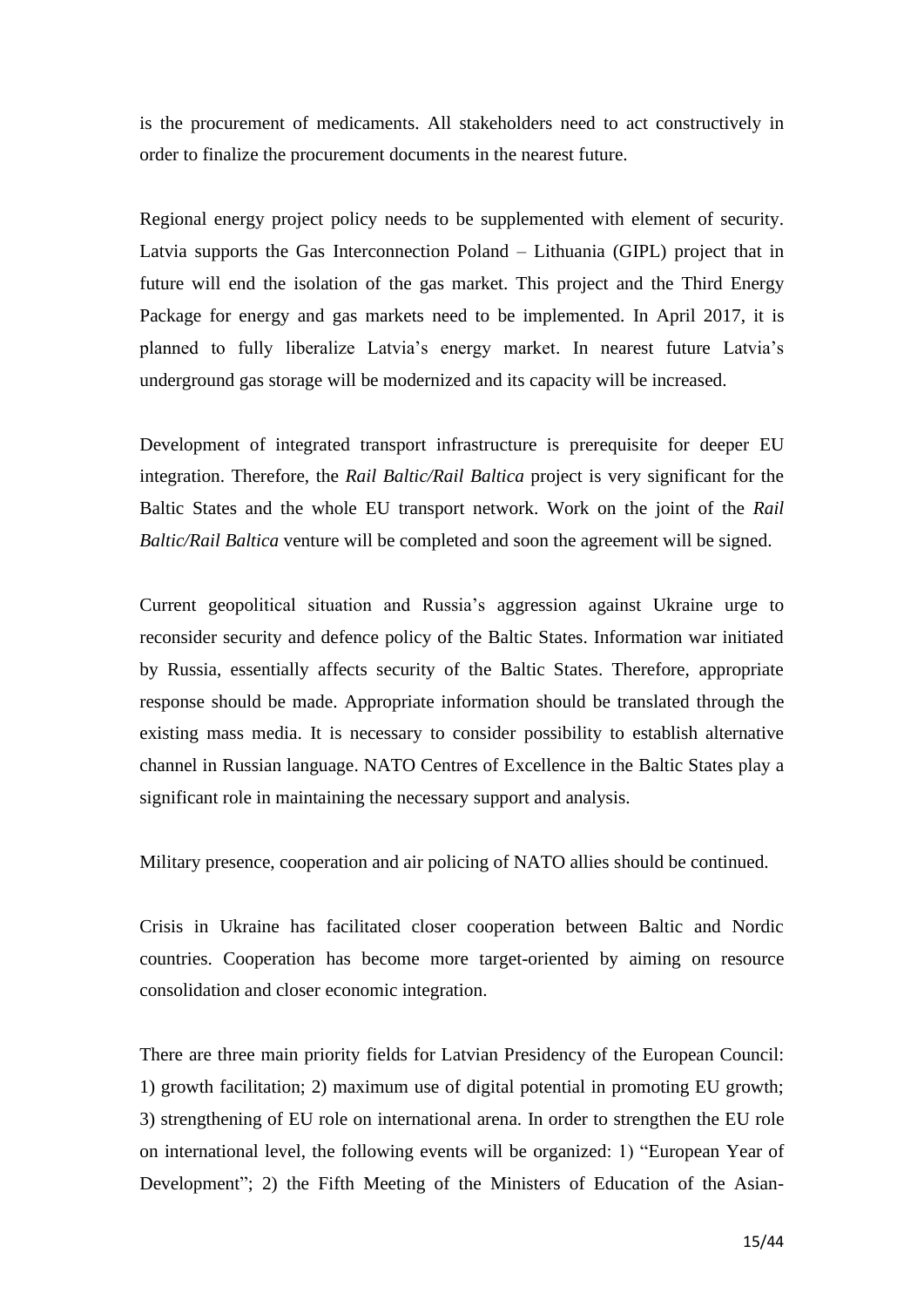is the procurement of medicaments. All stakeholders need to act constructively in order to finalize the procurement documents in the nearest future.

Regional energy project policy needs to be supplemented with element of security. Latvia supports the Gas Interconnection Poland – Lithuania (GIPL) project that in future will end the isolation of the gas market. This project and the Third Energy Package for energy and gas markets need to be implemented. In April 2017, it is planned to fully liberalize Latvia's energy market. In nearest future Latvia's underground gas storage will be modernized and its capacity will be increased.

Development of integrated transport infrastructure is prerequisite for deeper EU integration. Therefore, the *Rail Baltic/Rail Baltica* project is very significant for the Baltic States and the whole EU transport network. Work on the joint of the *Rail Baltic/Rail Baltica* venture will be completed and soon the agreement will be signed.

Current geopolitical situation and Russia's aggression against Ukraine urge to reconsider security and defence policy of the Baltic States. Information war initiated by Russia, essentially affects security of the Baltic States. Therefore, appropriate response should be made. Appropriate information should be translated through the existing mass media. It is necessary to consider possibility to establish alternative channel in Russian language. NATO Centres of Excellence in the Baltic States play a significant role in maintaining the necessary support and analysis.

Military presence, cooperation and air policing of NATO allies should be continued.

Crisis in Ukraine has facilitated closer cooperation between Baltic and Nordic countries. Cooperation has become more target-oriented by aiming on resource consolidation and closer economic integration.

There are three main priority fields for Latvian Presidency of the European Council: 1) growth facilitation; 2) maximum use of digital potential in promoting EU growth; 3) strengthening of EU role on international arena. In order to strengthen the EU role on international level, the following events will be organized: 1) "European Year of Development"; 2) the Fifth Meeting of the Ministers of Education of the Asian-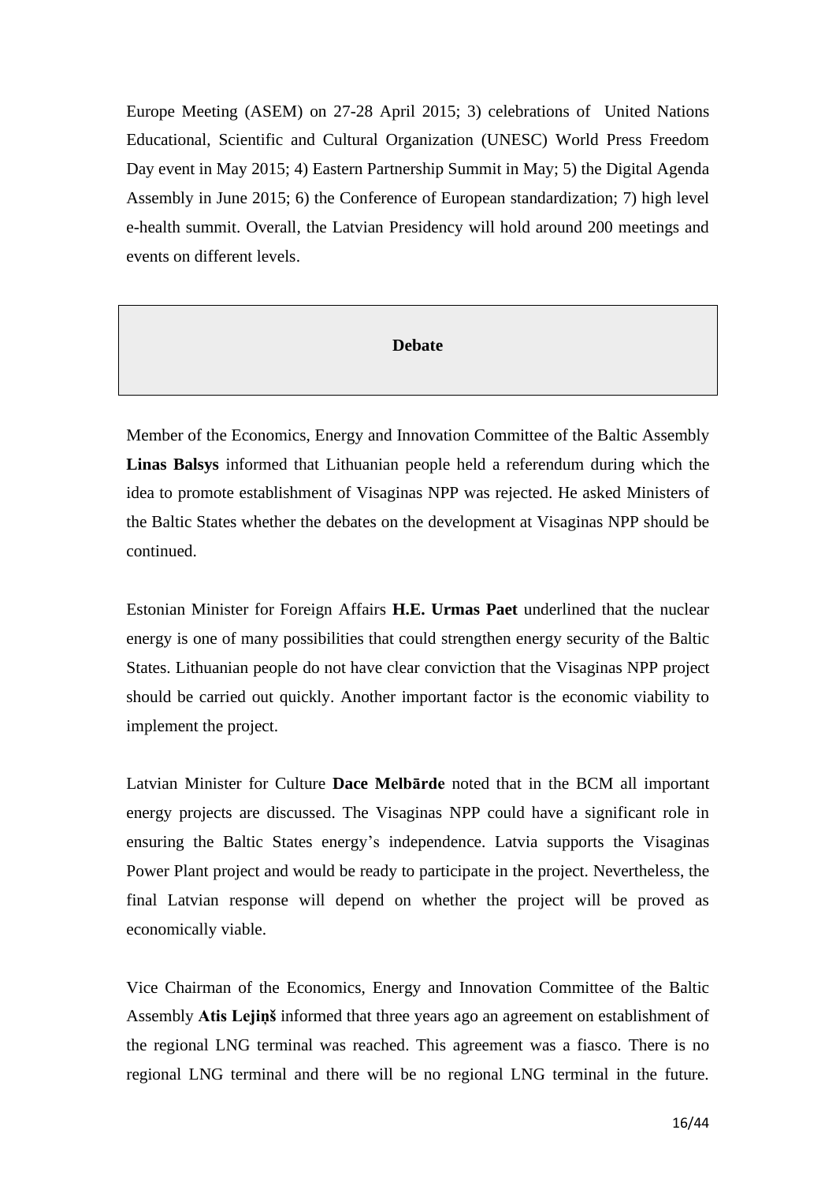Europe Meeting (ASEM) on 27-28 April 2015; 3) celebrations of United Nations Educational, Scientific and Cultural Organization (UNESC) World Press Freedom Day event in May 2015; 4) Eastern Partnership Summit in May; 5) the Digital Agenda Assembly in June 2015; 6) the Conference of European standardization; 7) high level e-health summit. Overall, the Latvian Presidency will hold around 200 meetings and events on different levels.

## Debate

Member of the Economics, Energy and Innovation Committee of the Baltic Assembly **Linas Balsys** informed that Lithuanian people held a referendum during which the idea to promote establishment of Visaginas NPP was rejected. He asked Ministers of the Baltic States whether the debates on the development at Visaginas NPP should be continued.

Estonian Minister for Foreign Affairs **H.E. Urmas Paet** underlined that the nuclear energy is one of many possibilities that could strengthen energy security of the Baltic States. Lithuanian people do not have clear conviction that the Visaginas NPP project should be carried out quickly. Another important factor is the economic viability to implement the project.

Latvian Minister for Culture **Dace Melbārde** noted that in the BCM all important energy projects are discussed. The Visaginas NPP could have a significant role in ensuring the Baltic States energy's independence. Latvia supports the Visaginas Power Plant project and would be ready to participate in the project. Nevertheless, the final Latvian response will depend on whether the project will be proved as economically viable.

Vice Chairman of the Economics, Energy and Innovation Committee of the Baltic Assembly **Atis Lejiņš** informed that three years ago an agreement on establishment of the regional LNG terminal was reached. This agreement was a fiasco. There is no regional LNG terminal and there will be no regional LNG terminal in the future.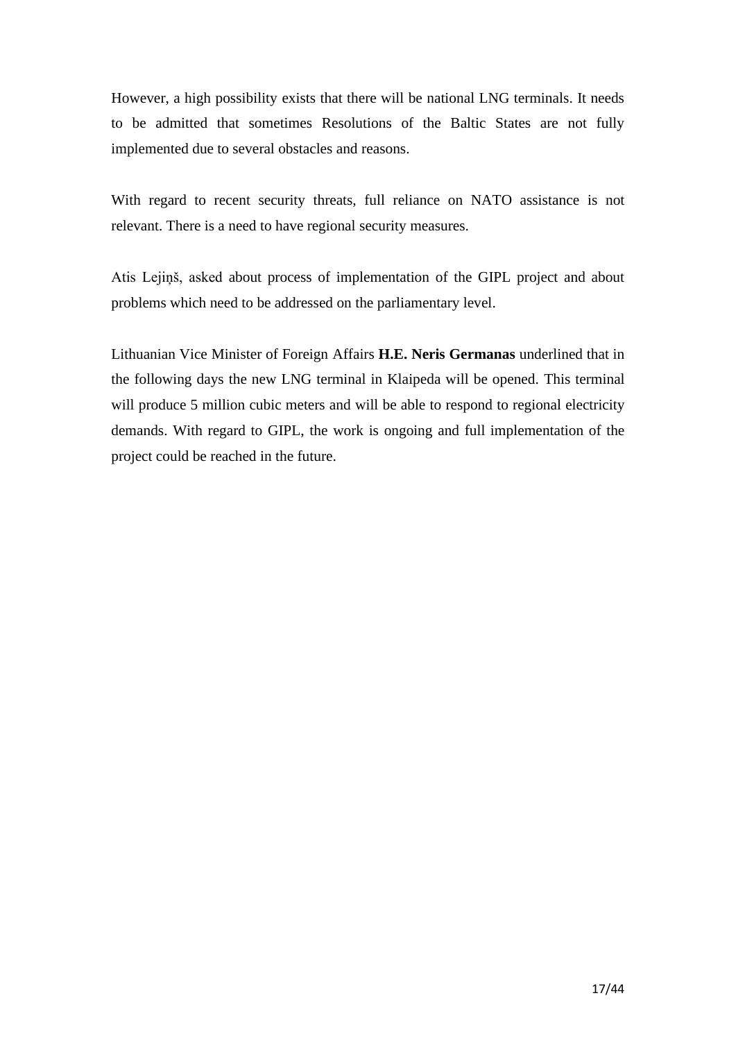However, a high possibility exists that there will be national LNG terminals. It needs to be admitted that sometimes Resolutions of the Baltic States are not fully implemented due to several obstacles and reasons.

With regard to recent security threats, full reliance on NATO assistance is not relevant. There is a need to have regional security measures.

Atis Lejiņš, asked about process of implementation of the GIPL project and about problems which need to be addressed on the parliamentary level.

Lithuanian Vice Minister of Foreign Affairs **H.E. Neris Germanas** underlined that in the following days the new LNG terminal in Klaipeda will be opened. This terminal will produce 5 million cubic meters and will be able to respond to regional electricity demands. With regard to GIPL, the work is ongoing and full implementation of the project could be reached in the future.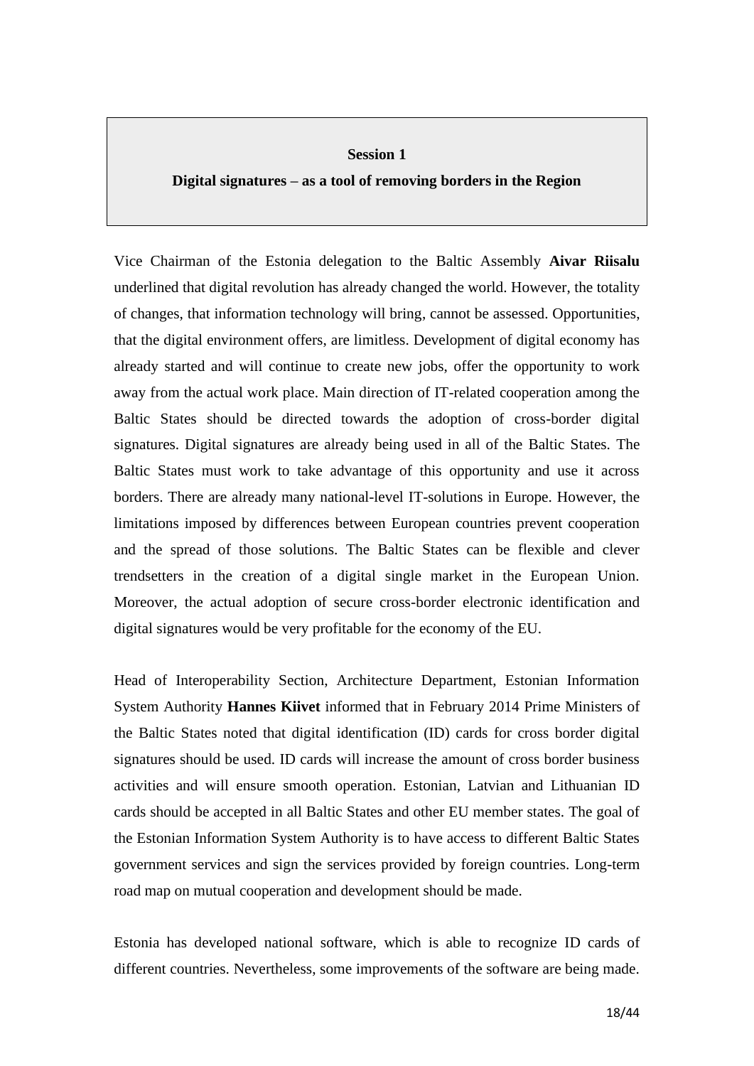## Session 1

## Digital signatures – as a tool of removing borders in the Region

Vice Chairman of the Estonia delegation to the Baltic Assembly **Aivar Riisalu** underlined that digital revolution has already changed the world. However, the totality of changes, that information technology will bring, cannot be assessed. Opportunities, that the digital environment offers, are limitless. Development of digital economy has already started and will continue to create new jobs, offer the opportunity to work away from the actual work place. Main direction of IT-related cooperation among the Baltic States should be directed towards the adoption of cross-border digital signatures. Digital signatures are already being used in all of the Baltic States. The Baltic States must work to take advantage of this opportunity and use it across borders. There are already many national-level IT-solutions in Europe. However, the limitations imposed by differences between European countries prevent cooperation and the spread of those solutions. The Baltic States can be flexible and clever trendsetters in the creation of a digital single market in the European Union. Moreover, the actual adoption of secure cross-border electronic identification and digital signatures would be very profitable for the economy of the EU.

Head of Interoperability Section, Architecture Department, Estonian Information System Authority **Hannes Kiivet** informed that in February 2014 Prime Ministers of the Baltic States noted that digital identification (ID) cards for cross border digital signatures should be used. ID cards will increase the amount of cross border business activities and will ensure smooth operation. Estonian, Latvian and Lithuanian ID cards should be accepted in all Baltic States and other EU member states. The goal of the Estonian Information System Authority is to have access to different Baltic States government services and sign the services provided by foreign countries. Long-term road map on mutual cooperation and development should be made.

Estonia has developed national software, which is able to recognize ID cards of different countries. Nevertheless, some improvements of the software are being made.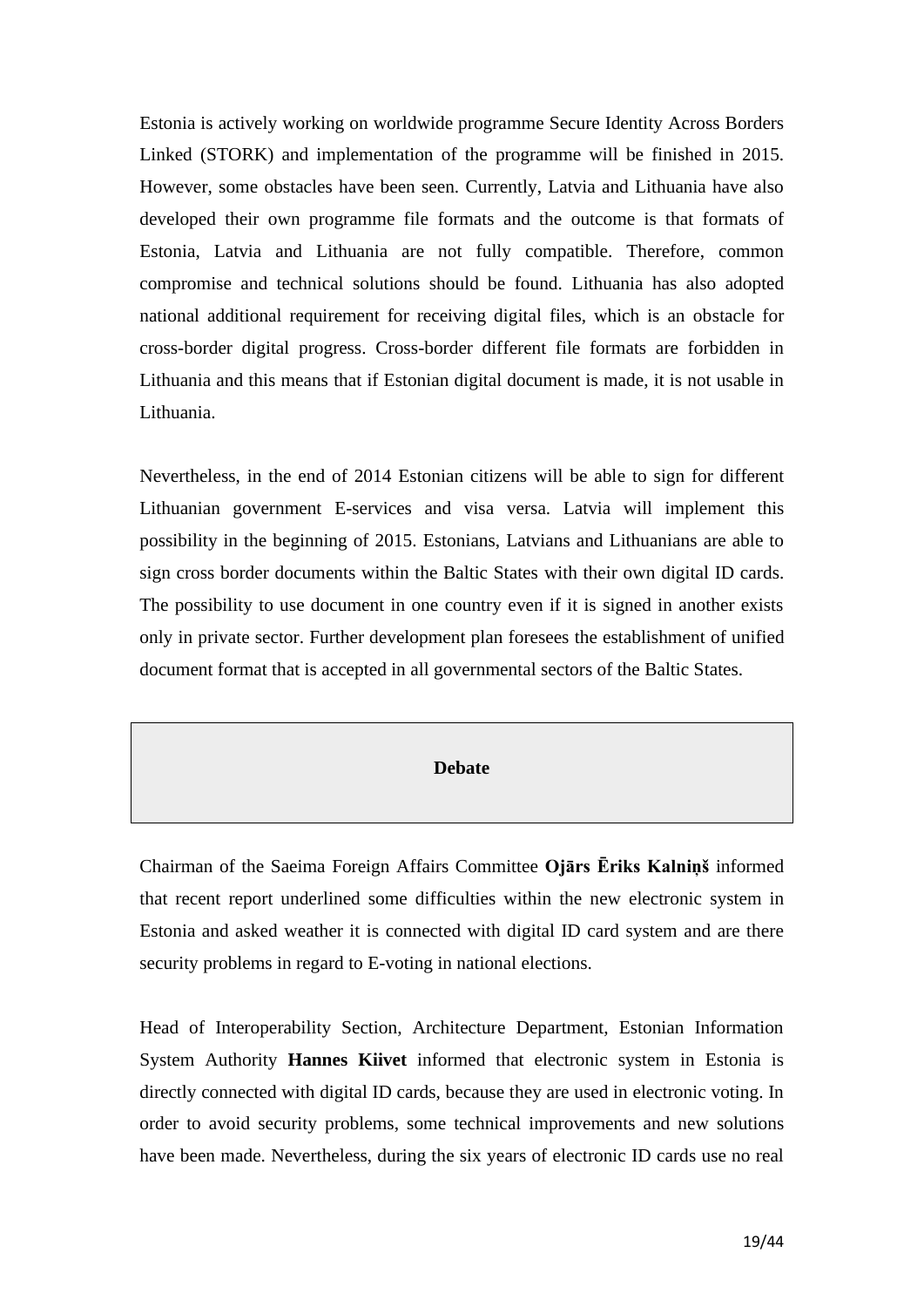Estonia is actively working on worldwide programme Secure Identity Across Borders Linked (STORK) and implementation of the programme will be finished in 2015. However, some obstacles have been seen. Currently, Latvia and Lithuania have also developed their own programme file formats and the outcome is that formats of Estonia, Latvia and Lithuania are not fully compatible. Therefore, common compromise and technical solutions should be found. Lithuania has also adopted national additional requirement for receiving digital files, which is an obstacle for cross-border digital progress. Cross-border different file formats are forbidden in Lithuania and this means that if Estonian digital document is made, it is not usable in Lithuania.

Nevertheless, in the end of 2014 Estonian citizens will be able to sign for different Lithuanian government E-services and visa versa. Latvia will implement this possibility in the beginning of 2015. Estonians, Latvians and Lithuanians are able to sign cross border documents within the Baltic States with their own digital ID cards. The possibility to use document in one country even if it is signed in another exists only in private sector. Further development plan foresees the establishment of unified document format that is accepted in all governmental sectors of the Baltic States.

## Debate

Chairman of the Saeima Foreign Affairs Committee **Ojārs Ēriks Kalniņš** informed that recent report underlined some difficulties within the new electronic system in Estonia and asked weather it is connected with digital ID card system and are there security problems in regard to E-voting in national elections.

Head of Interoperability Section, Architecture Department, Estonian Information System Authority **Hannes Kiivet** informed that electronic system in Estonia is directly connected with digital ID cards, because they are used in electronic voting. In order to avoid security problems, some technical improvements and new solutions have been made. Nevertheless, during the six years of electronic ID cards use no real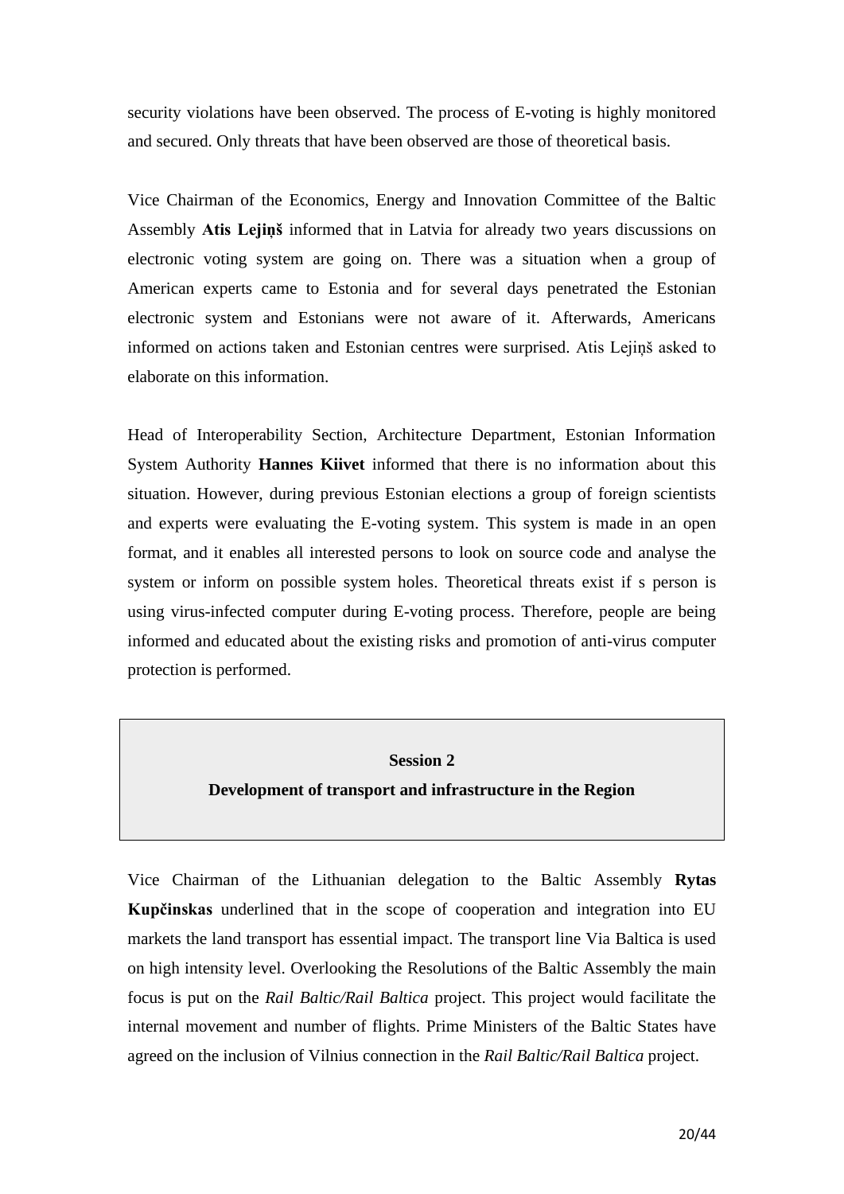security violations have been observed. The process of E-voting is highly monitored and secured. Only threats that have been observed are those of theoretical basis.

Vice Chairman of the Economics, Energy and Innovation Committee of the Baltic Assembly **Atis Lejiņš** informed that in Latvia for already two years discussions on electronic voting system are going on. There was a situation when a group of American experts came to Estonia and for several days penetrated the Estonian electronic system and Estonians were not aware of it. Afterwards, Americans informed on actions taken and Estonian centres were surprised. Atis Lejiņš asked to elaborate on this information.

Head of Interoperability Section, Architecture Department, Estonian Information System Authority **Hannes Kiivet** informed that there is no information about this situation. However, during previous Estonian elections a group of foreign scientists and experts were evaluating the E-voting system. This system is made in an open format, and it enables all interested persons to look on source code and analyse the system or inform on possible system holes. Theoretical threats exist if s person is using virus-infected computer during E-voting process. Therefore, people are being informed and educated about the existing risks and promotion of anti-virus computer protection is performed.

## Session 2
## Development of transport and infrastructure in the Region

Vice Chairman of the Lithuanian delegation to the Baltic Assembly **Rytas Kupčinskas** underlined that in the scope of cooperation and integration into EU markets the land transport has essential impact. The transport line Via Baltica is used on high intensity level. Overlooking the Resolutions of the Baltic Assembly the main focus is put on the *Rail Baltic/Rail Baltica* project. This project would facilitate the internal movement and number of flights. Prime Ministers of the Baltic States have agreed on the inclusion of Vilnius connection in the *Rail Baltic/Rail Baltica* project.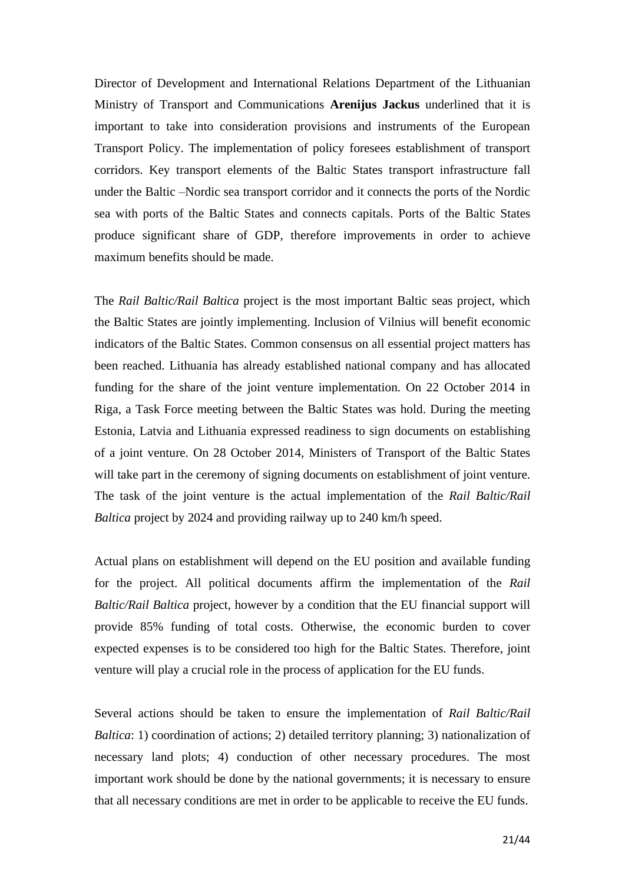Director of Development and International Relations Department of the Lithuanian Ministry of Transport and Communications **Arenijus Jackus** underlined that it is important to take into consideration provisions and instruments of the European Transport Policy. The implementation of policy foresees establishment of transport corridors. Key transport elements of the Baltic States transport infrastructure fall under the Baltic –Nordic sea transport corridor and it connects the ports of the Nordic sea with ports of the Baltic States and connects capitals. Ports of the Baltic States produce significant share of GDP, therefore improvements in order to achieve maximum benefits should be made.

The *Rail Baltic/Rail Baltica* project is the most important Baltic seas project, which the Baltic States are jointly implementing. Inclusion of Vilnius will benefit economic indicators of the Baltic States. Common consensus on all essential project matters has been reached. Lithuania has already established national company and has allocated funding for the share of the joint venture implementation. On 22 October 2014 in Riga, a Task Force meeting between the Baltic States was hold. During the meeting Estonia, Latvia and Lithuania expressed readiness to sign documents on establishing of a joint venture. On 28 October 2014, Ministers of Transport of the Baltic States will take part in the ceremony of signing documents on establishment of joint venture. The task of the joint venture is the actual implementation of the *Rail Baltic/Rail Baltica* project by 2024 and providing railway up to 240 km/h speed.

Actual plans on establishment will depend on the EU position and available funding for the project. All political documents affirm the implementation of the *Rail Baltic/Rail Baltica* project, however by a condition that the EU financial support will provide 85% funding of total costs. Otherwise, the economic burden to cover expected expenses is to be considered too high for the Baltic States. Therefore, joint venture will play a crucial role in the process of application for the EU funds.

Several actions should be taken to ensure the implementation of *Rail Baltic/Rail Baltica*: 1) coordination of actions; 2) detailed territory planning; 3) nationalization of necessary land plots; 4) conduction of other necessary procedures. The most important work should be done by the national governments; it is necessary to ensure that all necessary conditions are met in order to be applicable to receive the EU funds.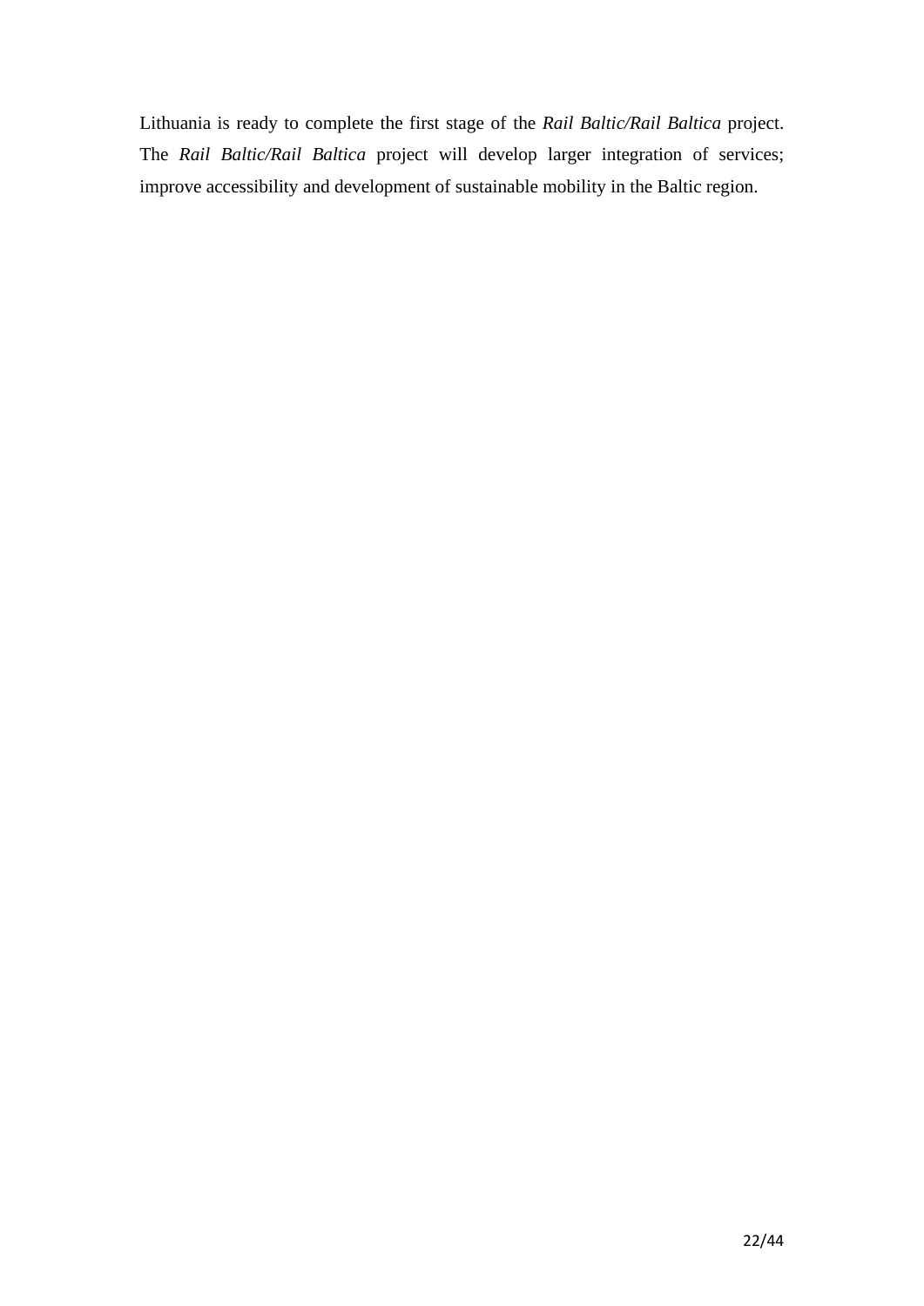Lithuania is ready to complete the first stage of the *Rail Baltic/Rail Baltica* project. The *Rail Baltic/Rail Baltica* project will develop larger integration of services; improve accessibility and development of sustainable mobility in the Baltic region.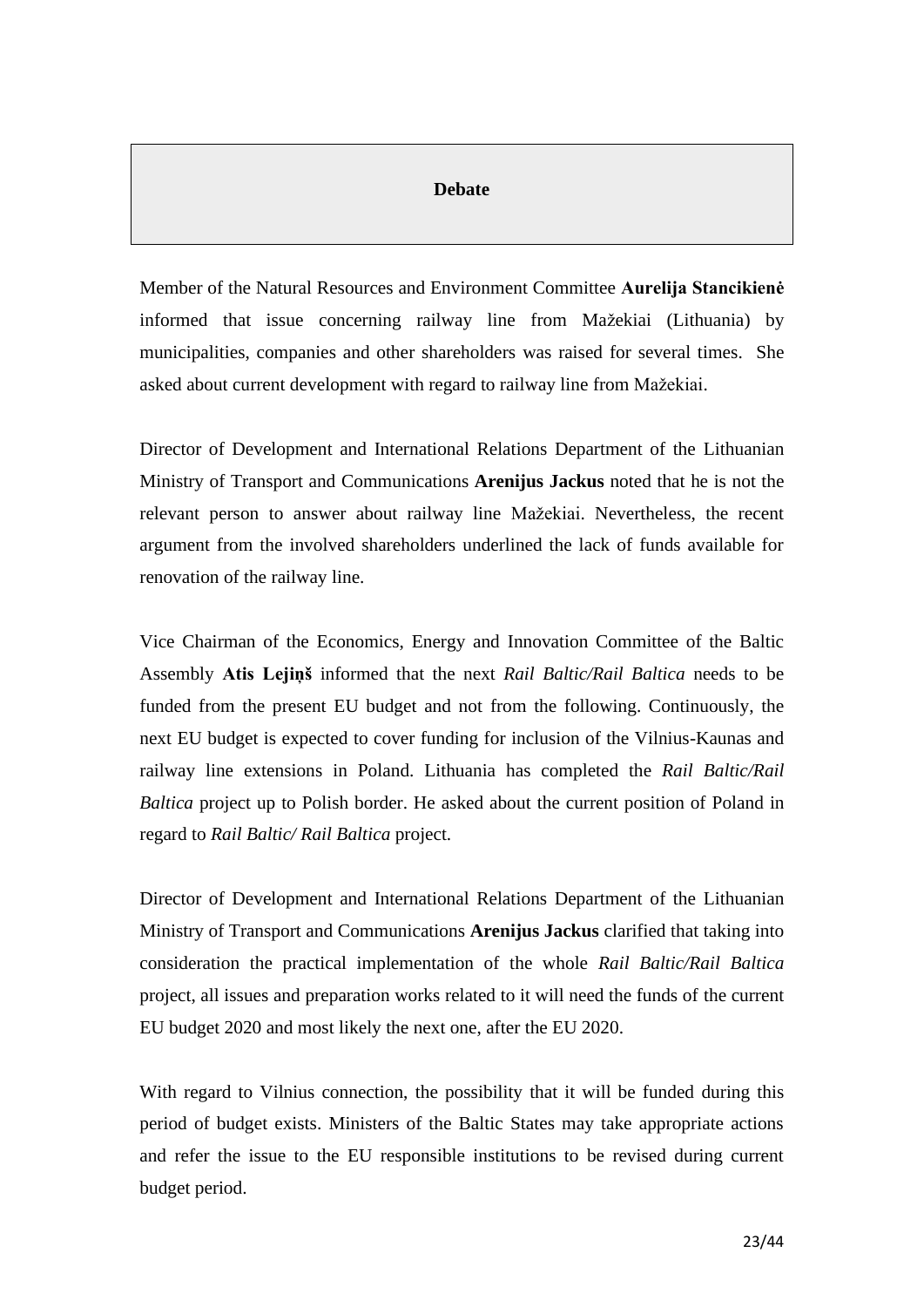## Debate

Member of the Natural Resources and Environment Committee **Aurelija Stancikienė** informed that issue concerning railway line from Mažekiai (Lithuania) by municipalities, companies and other shareholders was raised for several times. She asked about current development with regard to railway line from Mažekiai.

Director of Development and International Relations Department of the Lithuanian Ministry of Transport and Communications **Arenijus Jackus** noted that he is not the relevant person to answer about railway line Mažekiai. Nevertheless, the recent argument from the involved shareholders underlined the lack of funds available for renovation of the railway line.

Vice Chairman of the Economics, Energy and Innovation Committee of the Baltic Assembly **Atis Lejiņš** informed that the next *Rail Baltic/Rail Baltica* needs to be funded from the present EU budget and not from the following. Continuously, the next EU budget is expected to cover funding for inclusion of the Vilnius-Kaunas and railway line extensions in Poland. Lithuania has completed the *Rail Baltic/Rail Baltica* project up to Polish border. He asked about the current position of Poland in regard to *Rail Baltic/ Rail Baltica* project.

Director of Development and International Relations Department of the Lithuanian Ministry of Transport and Communications **Arenijus Jackus** clarified that taking into consideration the practical implementation of the whole *Rail Baltic/Rail Baltica* project, all issues and preparation works related to it will need the funds of the current EU budget 2020 and most likely the next one, after the EU 2020.

With regard to Vilnius connection, the possibility that it will be funded during this period of budget exists. Ministers of the Baltic States may take appropriate actions and refer the issue to the EU responsible institutions to be revised during current budget period.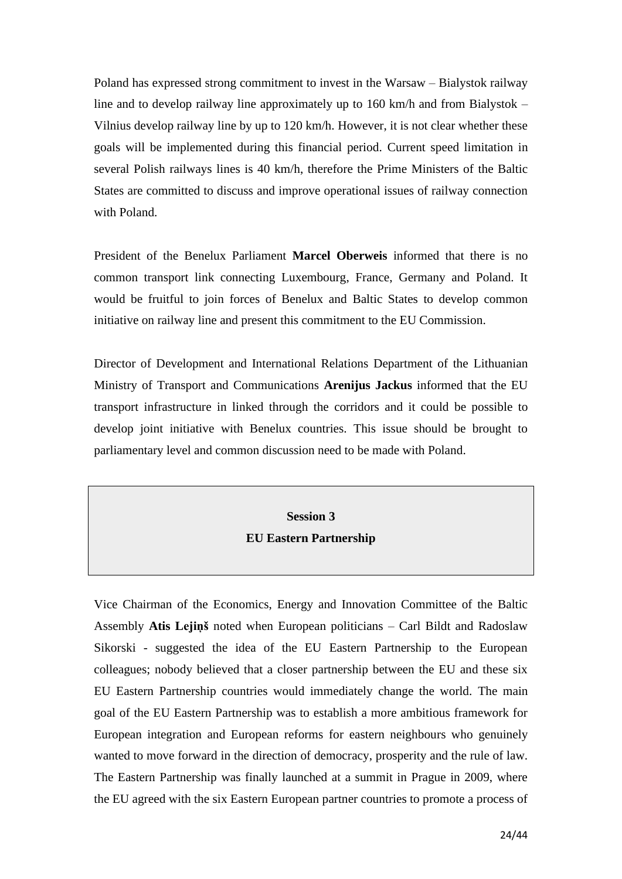Poland has expressed strong commitment to invest in the Warsaw – Bialystok railway line and to develop railway line approximately up to 160 km/h and from Bialystok – Vilnius develop railway line by up to 120 km/h. However, it is not clear whether these goals will be implemented during this financial period. Current speed limitation in several Polish railways lines is 40 km/h, therefore the Prime Ministers of the Baltic States are committed to discuss and improve operational issues of railway connection with Poland.

President of the Benelux Parliament **Marcel Oberweis** informed that there is no common transport link connecting Luxembourg, France, Germany and Poland. It would be fruitful to join forces of Benelux and Baltic States to develop common initiative on railway line and present this commitment to the EU Commission.

Director of Development and International Relations Department of the Lithuanian Ministry of Transport and Communications **Arenijus Jackus** informed that the EU transport infrastructure in linked through the corridors and it could be possible to develop joint initiative with Benelux countries. This issue should be brought to parliamentary level and common discussion need to be made with Poland.

## Session 3
## EU Eastern Partnership

Vice Chairman of the Economics, Energy and Innovation Committee of the Baltic Assembly **Atis Lejiņš** noted when European politicians – Carl Bildt and Radoslaw Sikorski - suggested the idea of the EU Eastern Partnership to the European colleagues; nobody believed that a closer partnership between the EU and these six EU Eastern Partnership countries would immediately change the world. The main goal of the EU Eastern Partnership was to establish a more ambitious framework for European integration and European reforms for eastern neighbours who genuinely wanted to move forward in the direction of democracy, prosperity and the rule of law. The Eastern Partnership was finally launched at a summit in Prague in 2009, where the EU agreed with the six Eastern European partner countries to promote a process of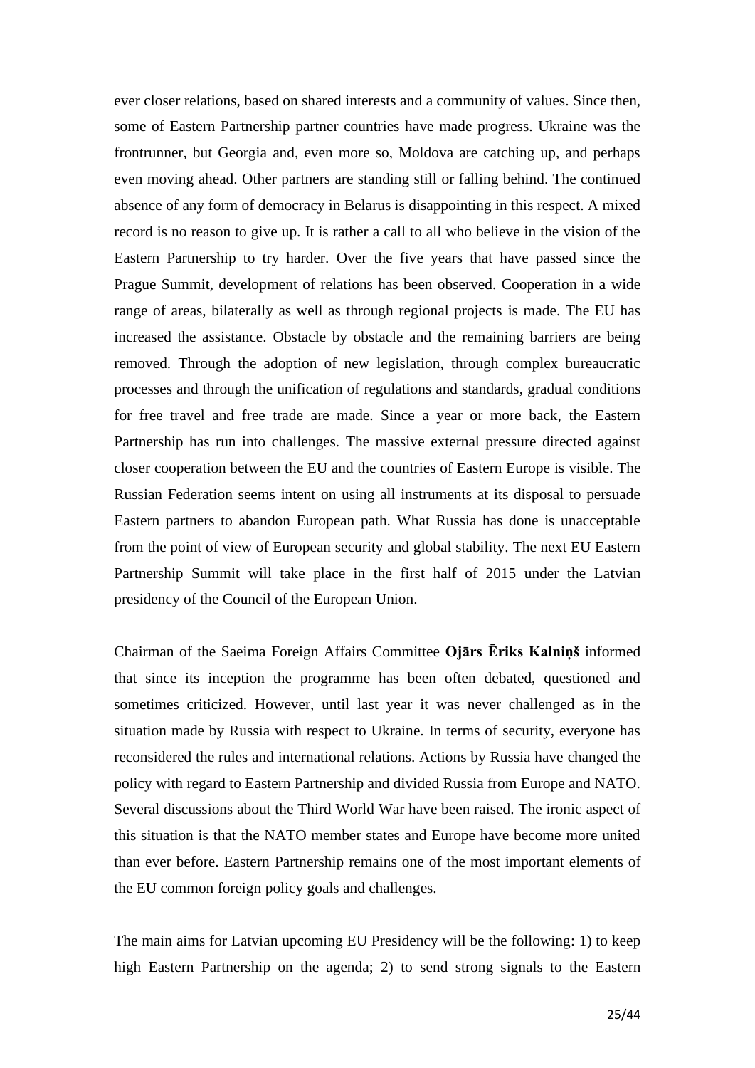ever closer relations, based on shared interests and a community of values. Since then, some of Eastern Partnership partner countries have made progress. Ukraine was the frontrunner, but Georgia and, even more so, Moldova are catching up, and perhaps even moving ahead. Other partners are standing still or falling behind. The continued absence of any form of democracy in Belarus is disappointing in this respect. A mixed record is no reason to give up. It is rather a call to all who believe in the vision of the Eastern Partnership to try harder. Over the five years that have passed since the Prague Summit, development of relations has been observed. Cooperation in a wide range of areas, bilaterally as well as through regional projects is made. The EU has increased the assistance. Obstacle by obstacle and the remaining barriers are being removed. Through the adoption of new legislation, through complex bureaucratic processes and through the unification of regulations and standards, gradual conditions for free travel and free trade are made. Since a year or more back, the Eastern Partnership has run into challenges. The massive external pressure directed against closer cooperation between the EU and the countries of Eastern Europe is visible. The Russian Federation seems intent on using all instruments at its disposal to persuade Eastern partners to abandon European path. What Russia has done is unacceptable from the point of view of European security and global stability. The next EU Eastern Partnership Summit will take place in the first half of 2015 under the Latvian presidency of the Council of the European Union.

Chairman of the Saeima Foreign Affairs Committee **Ojārs Ēriks Kalniņš** informed that since its inception the programme has been often debated, questioned and sometimes criticized. However, until last year it was never challenged as in the situation made by Russia with respect to Ukraine. In terms of security, everyone has reconsidered the rules and international relations. Actions by Russia have changed the policy with regard to Eastern Partnership and divided Russia from Europe and NATO. Several discussions about the Third World War have been raised. The ironic aspect of this situation is that the NATO member states and Europe have become more united than ever before. Eastern Partnership remains one of the most important elements of the EU common foreign policy goals and challenges.

The main aims for Latvian upcoming EU Presidency will be the following: 1) to keep high Eastern Partnership on the agenda; 2) to send strong signals to the Eastern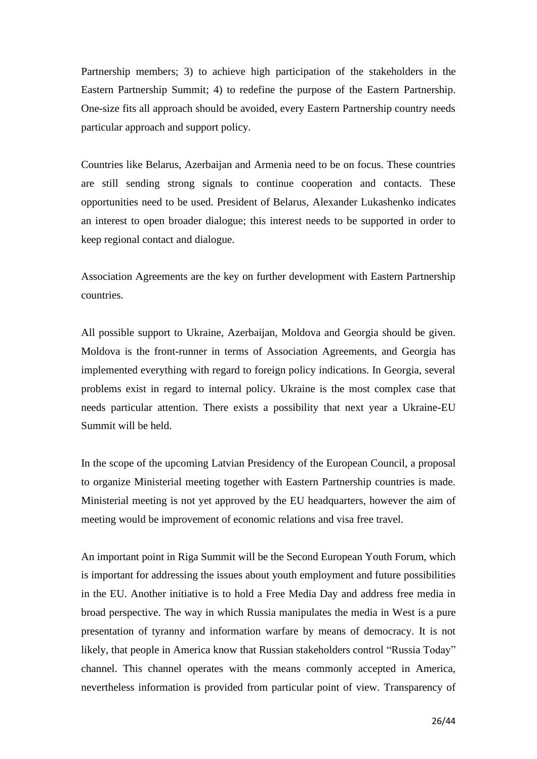Partnership members; 3) to achieve high participation of the stakeholders in the Eastern Partnership Summit; 4) to redefine the purpose of the Eastern Partnership. One-size fits all approach should be avoided, every Eastern Partnership country needs particular approach and support policy.

Countries like Belarus, Azerbaijan and Armenia need to be on focus. These countries are still sending strong signals to continue cooperation and contacts. These opportunities need to be used. President of Belarus, Alexander Lukashenko indicates an interest to open broader dialogue; this interest needs to be supported in order to keep regional contact and dialogue.

Association Agreements are the key on further development with Eastern Partnership countries.

All possible support to Ukraine, Azerbaijan, Moldova and Georgia should be given. Moldova is the front-runner in terms of Association Agreements, and Georgia has implemented everything with regard to foreign policy indications. In Georgia, several problems exist in regard to internal policy. Ukraine is the most complex case that needs particular attention. There exists a possibility that next year a Ukraine-EU Summit will be held.

In the scope of the upcoming Latvian Presidency of the European Council, a proposal to organize Ministerial meeting together with Eastern Partnership countries is made. Ministerial meeting is not yet approved by the EU headquarters, however the aim of meeting would be improvement of economic relations and visa free travel.

An important point in Riga Summit will be the Second European Youth Forum, which is important for addressing the issues about youth employment and future possibilities in the EU. Another initiative is to hold a Free Media Day and address free media in broad perspective. The way in which Russia manipulates the media in West is a pure presentation of tyranny and information warfare by means of democracy. It is not likely, that people in America know that Russian stakeholders control "Russia Today" channel. This channel operates with the means commonly accepted in America, nevertheless information is provided from particular point of view. Transparency of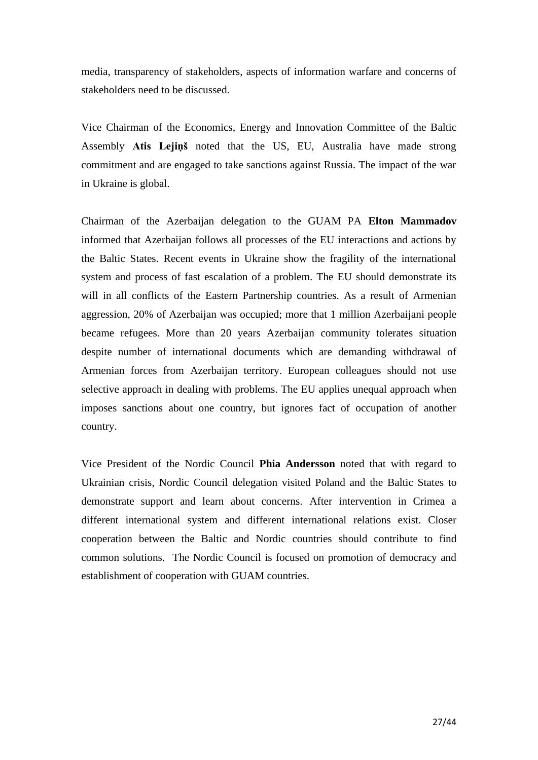media, transparency of stakeholders, aspects of information warfare and concerns of stakeholders need to be discussed.

Vice Chairman of the Economics, Energy and Innovation Committee of the Baltic Assembly **Atis Lejiņš** noted that the US, EU, Australia have made strong commitment and are engaged to take sanctions against Russia. The impact of the war in Ukraine is global.

Chairman of the Azerbaijan delegation to the GUAM PA **Elton Mammadov** informed that Azerbaijan follows all processes of the EU interactions and actions by the Baltic States. Recent events in Ukraine show the fragility of the international system and process of fast escalation of a problem. The EU should demonstrate its will in all conflicts of the Eastern Partnership countries. As a result of Armenian aggression, 20% of Azerbaijan was occupied; more that 1 million Azerbaijani people became refugees. More than 20 years Azerbaijan community tolerates situation despite number of international documents which are demanding withdrawal of Armenian forces from Azerbaijan territory. European colleagues should not use selective approach in dealing with problems. The EU applies unequal approach when imposes sanctions about one country, but ignores fact of occupation of another country.

Vice President of the Nordic Council **Phia Andersson** noted that with regard to Ukrainian crisis, Nordic Council delegation visited Poland and the Baltic States to demonstrate support and learn about concerns. After intervention in Crimea a different international system and different international relations exist. Closer cooperation between the Baltic and Nordic countries should contribute to find common solutions. The Nordic Council is focused on promotion of democracy and establishment of cooperation with GUAM countries.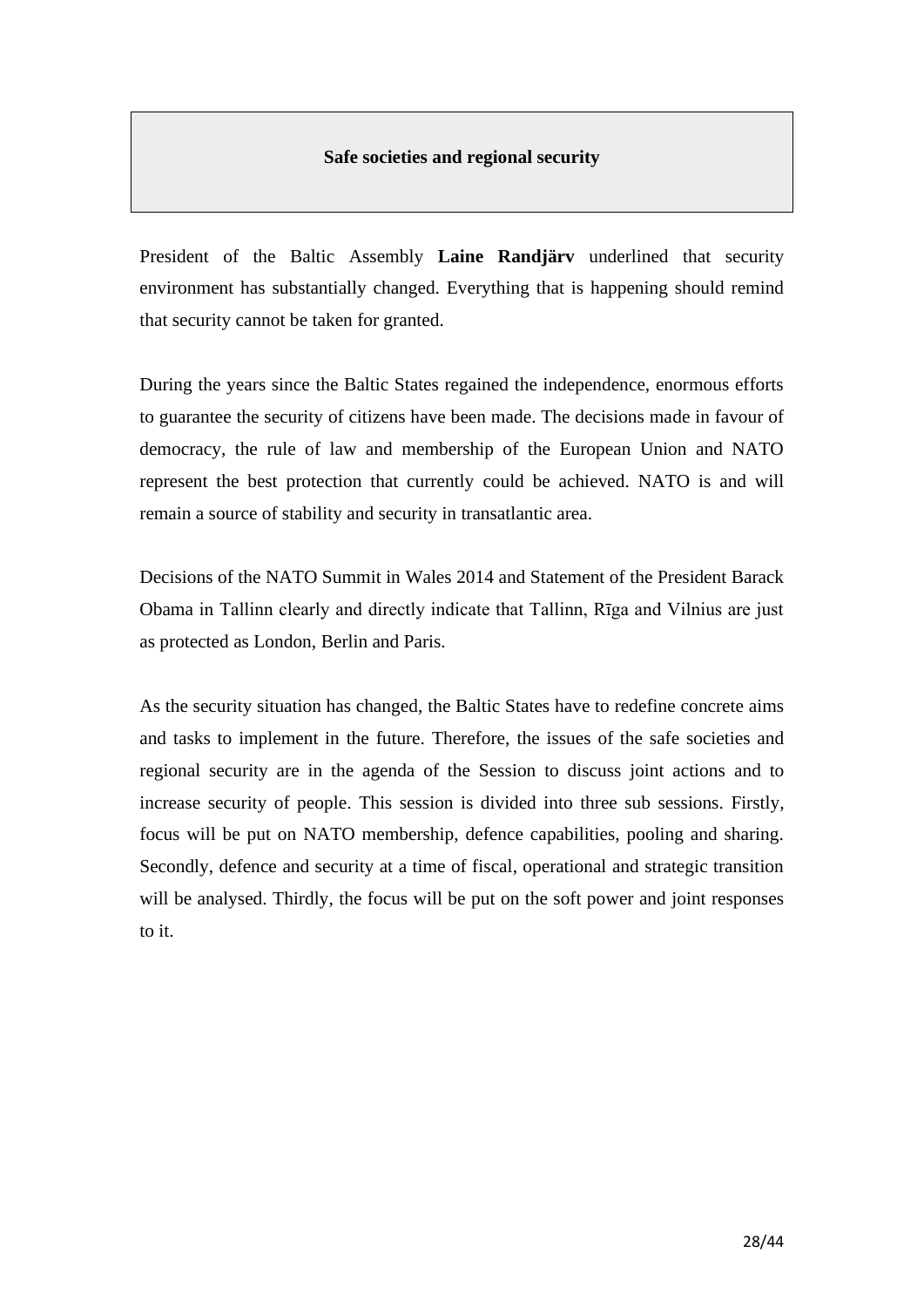## Safe societies and regional security

President of the Baltic Assembly **Laine Randjärv** underlined that security environment has substantially changed. Everything that is happening should remind that security cannot be taken for granted.

During the years since the Baltic States regained the independence, enormous efforts to guarantee the security of citizens have been made. The decisions made in favour of democracy, the rule of law and membership of the European Union and NATO represent the best protection that currently could be achieved. NATO is and will remain a source of stability and security in transatlantic area.

Decisions of the NATO Summit in Wales 2014 and Statement of the President Barack Obama in Tallinn clearly and directly indicate that Tallinn, Rīga and Vilnius are just as protected as London, Berlin and Paris.

As the security situation has changed, the Baltic States have to redefine concrete aims and tasks to implement in the future. Therefore, the issues of the safe societies and regional security are in the agenda of the Session to discuss joint actions and to increase security of people. This session is divided into three sub sessions. Firstly, focus will be put on NATO membership, defence capabilities, pooling and sharing. Secondly, defence and security at a time of fiscal, operational and strategic transition will be analysed. Thirdly, the focus will be put on the soft power and joint responses to it.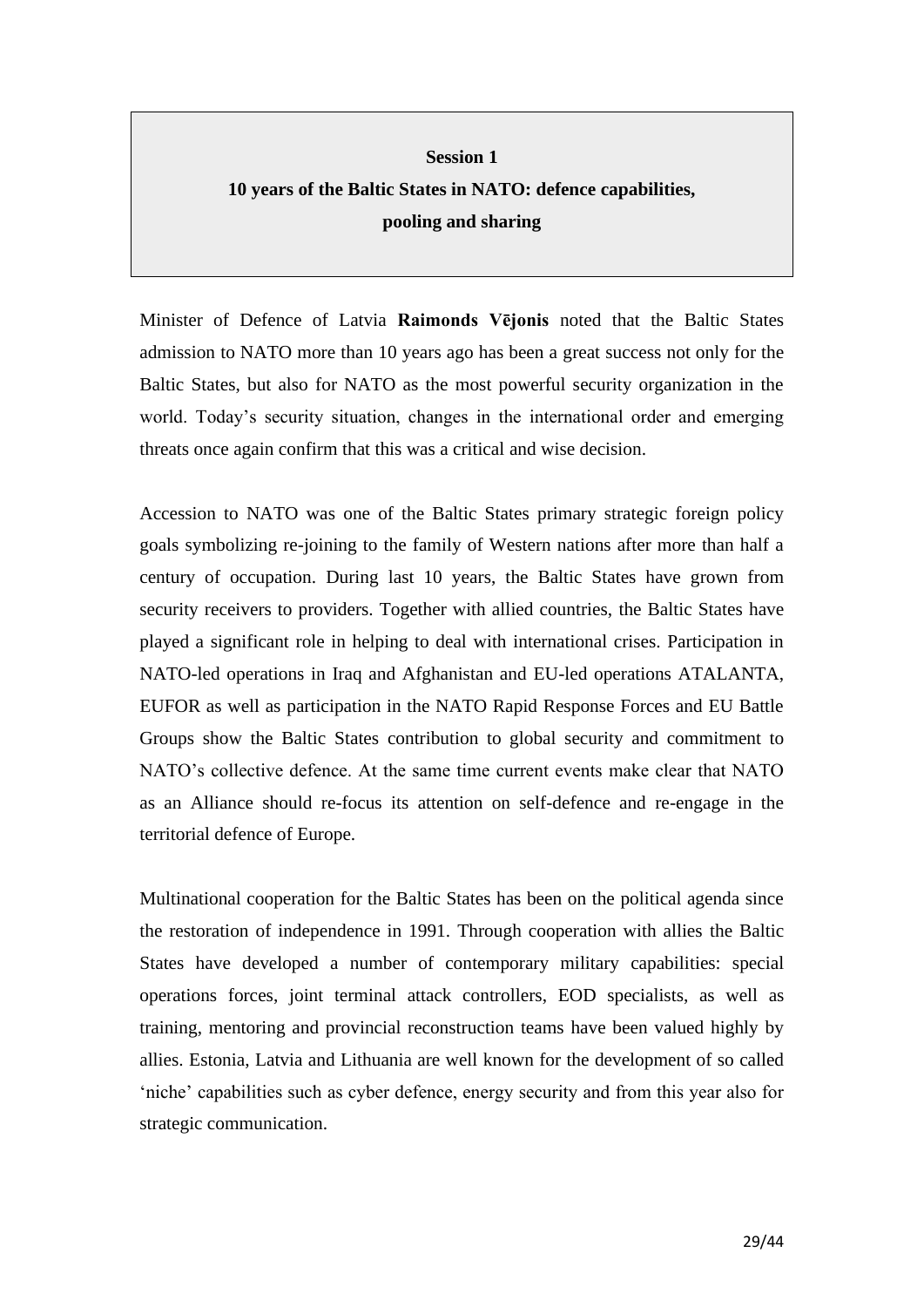## Session 1

## 10 years of the Baltic States in NATO: defence capabilities, pooling and sharing

Minister of Defence of Latvia **Raimonds Vējonis** noted that the Baltic States admission to NATO more than 10 years ago has been a great success not only for the Baltic States, but also for NATO as the most powerful security organization in the world. Today's security situation, changes in the international order and emerging threats once again confirm that this was a critical and wise decision.

Accession to NATO was one of the Baltic States primary strategic foreign policy goals symbolizing re-joining to the family of Western nations after more than half a century of occupation. During last 10 years, the Baltic States have grown from security receivers to providers. Together with allied countries, the Baltic States have played a significant role in helping to deal with international crises. Participation in NATO-led operations in Iraq and Afghanistan and EU-led operations ATALANTA, EUFOR as well as participation in the NATO Rapid Response Forces and EU Battle Groups show the Baltic States contribution to global security and commitment to NATO's collective defence. At the same time current events make clear that NATO as an Alliance should re-focus its attention on self-defence and re-engage in the territorial defence of Europe.

Multinational cooperation for the Baltic States has been on the political agenda since the restoration of independence in 1991. Through cooperation with allies the Baltic States have developed a number of contemporary military capabilities: special operations forces, joint terminal attack controllers, EOD specialists, as well as training, mentoring and provincial reconstruction teams have been valued highly by allies. Estonia, Latvia and Lithuania are well known for the development of so called 'niche' capabilities such as cyber defence, energy security and from this year also for strategic communication.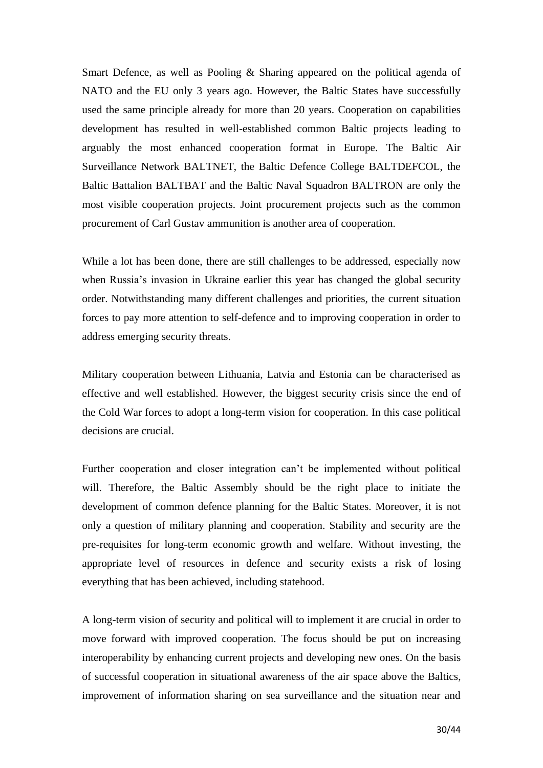Smart Defence, as well as Pooling & Sharing appeared on the political agenda of NATO and the EU only 3 years ago. However, the Baltic States have successfully used the same principle already for more than 20 years. Cooperation on capabilities development has resulted in well-established common Baltic projects leading to arguably the most enhanced cooperation format in Europe. The Baltic Air Surveillance Network BALTNET, the Baltic Defence College BALTDEFCOL, the Baltic Battalion BALTBAT and the Baltic Naval Squadron BALTRON are only the most visible cooperation projects. Joint procurement projects such as the common procurement of Carl Gustav ammunition is another area of cooperation.

While a lot has been done, there are still challenges to be addressed, especially now when Russia's invasion in Ukraine earlier this year has changed the global security order. Notwithstanding many different challenges and priorities, the current situation forces to pay more attention to self-defence and to improving cooperation in order to address emerging security threats.

Military cooperation between Lithuania, Latvia and Estonia can be characterised as effective and well established. However, the biggest security crisis since the end of the Cold War forces to adopt a long-term vision for cooperation. In this case political decisions are crucial.

Further cooperation and closer integration can't be implemented without political will. Therefore, the Baltic Assembly should be the right place to initiate the development of common defence planning for the Baltic States. Moreover, it is not only a question of military planning and cooperation. Stability and security are the pre-requisites for long-term economic growth and welfare. Without investing, the appropriate level of resources in defence and security exists a risk of losing everything that has been achieved, including statehood.

A long-term vision of security and political will to implement it are crucial in order to move forward with improved cooperation. The focus should be put on increasing interoperability by enhancing current projects and developing new ones. On the basis of successful cooperation in situational awareness of the air space above the Baltics, improvement of information sharing on sea surveillance and the situation near and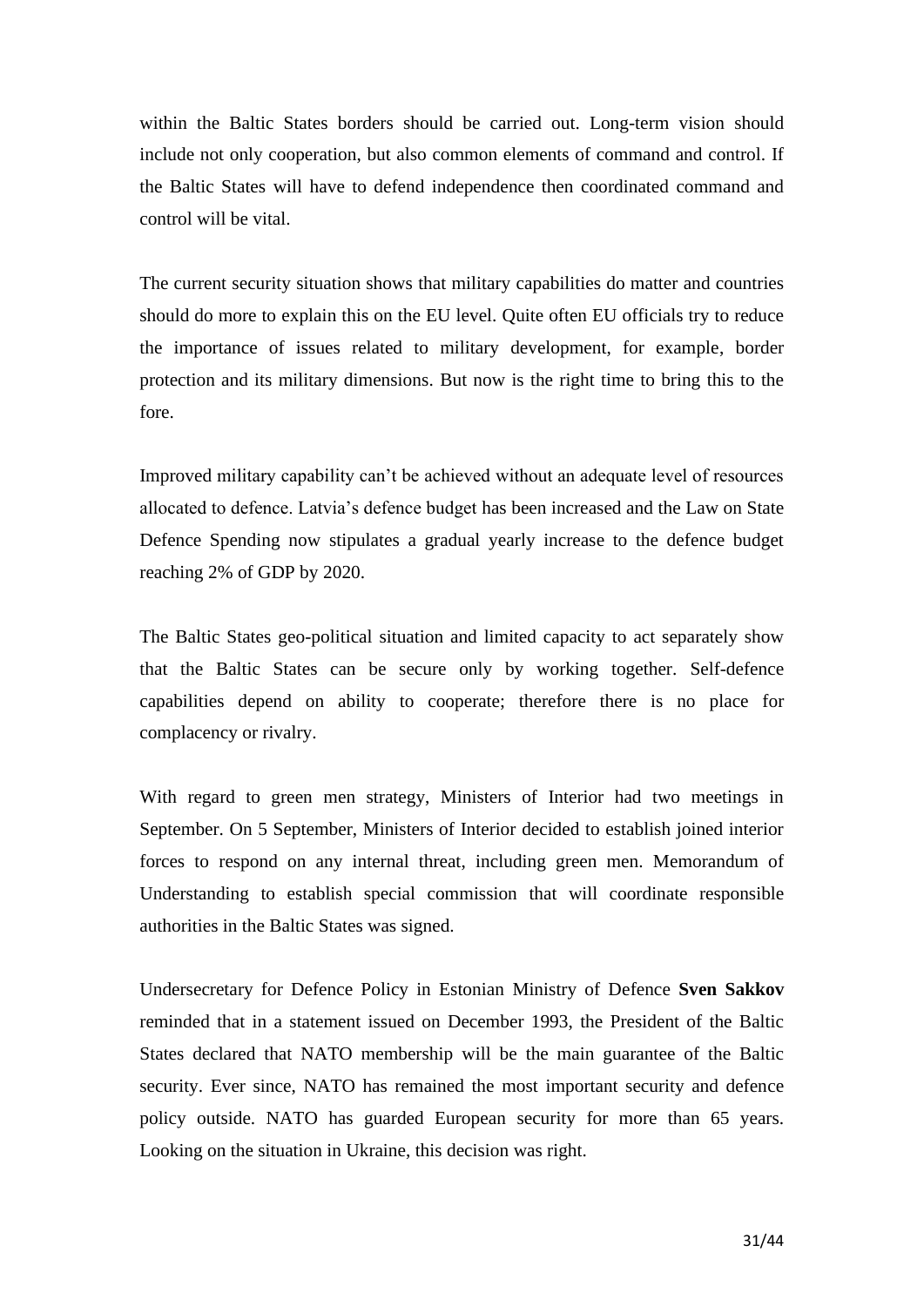within the Baltic States borders should be carried out. Long-term vision should include not only cooperation, but also common elements of command and control. If the Baltic States will have to defend independence then coordinated command and control will be vital.

The current security situation shows that military capabilities do matter and countries should do more to explain this on the EU level. Quite often EU officials try to reduce the importance of issues related to military development, for example, border protection and its military dimensions. But now is the right time to bring this to the fore.

Improved military capability can't be achieved without an adequate level of resources allocated to defence. Latvia's defence budget has been increased and the Law on State Defence Spending now stipulates a gradual yearly increase to the defence budget reaching 2% of GDP by 2020.

The Baltic States geo-political situation and limited capacity to act separately show that the Baltic States can be secure only by working together. Self-defence capabilities depend on ability to cooperate; therefore there is no place for complacency or rivalry.

With regard to green men strategy, Ministers of Interior had two meetings in September. On 5 September, Ministers of Interior decided to establish joined interior forces to respond on any internal threat, including green men. Memorandum of Understanding to establish special commission that will coordinate responsible authorities in the Baltic States was signed.

Undersecretary for Defence Policy in Estonian Ministry of Defence **Sven Sakkov** reminded that in a statement issued on December 1993, the President of the Baltic States declared that NATO membership will be the main guarantee of the Baltic security. Ever since, NATO has remained the most important security and defence policy outside. NATO has guarded European security for more than 65 years. Looking on the situation in Ukraine, this decision was right.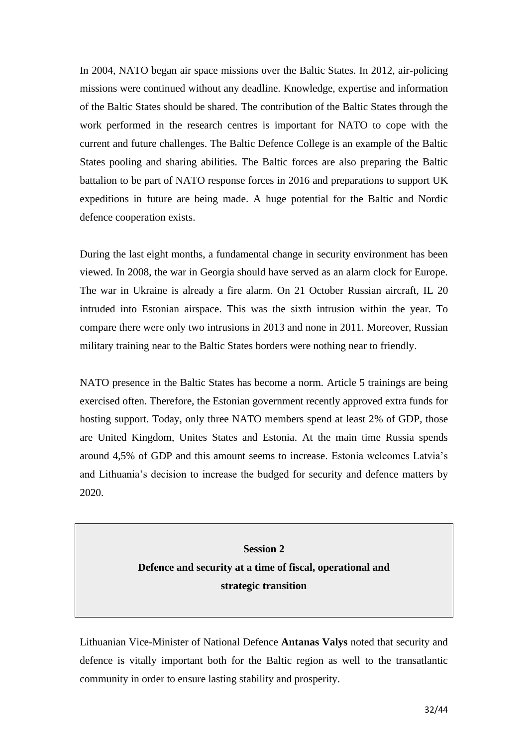In 2004, NATO began air space missions over the Baltic States. In 2012, air-policing missions were continued without any deadline. Knowledge, expertise and information of the Baltic States should be shared. The contribution of the Baltic States through the work performed in the research centres is important for NATO to cope with the current and future challenges. The Baltic Defence College is an example of the Baltic States pooling and sharing abilities. The Baltic forces are also preparing the Baltic battalion to be part of NATO response forces in 2016 and preparations to support UK expeditions in future are being made. A huge potential for the Baltic and Nordic defence cooperation exists.

During the last eight months, a fundamental change in security environment has been viewed. In 2008, the war in Georgia should have served as an alarm clock for Europe. The war in Ukraine is already a fire alarm. On 21 October Russian aircraft, IL 20 intruded into Estonian airspace. This was the sixth intrusion within the year. To compare there were only two intrusions in 2013 and none in 2011. Moreover, Russian military training near to the Baltic States borders were nothing near to friendly.

NATO presence in the Baltic States has become a norm. Article 5 trainings are being exercised often. Therefore, the Estonian government recently approved extra funds for hosting support. Today, only three NATO members spend at least 2% of GDP, those are United Kingdom, Unites States and Estonia. At the main time Russia spends around 4,5% of GDP and this amount seems to increase. Estonia welcomes Latvia's and Lithuania's decision to increase the budged for security and defence matters by 2020.

## Session 2
## Defence and security at a time of fiscal, operational and strategic transition

Lithuanian Vice-Minister of National Defence **Antanas Valys** noted that security and defence is vitally important both for the Baltic region as well to the transatlantic community in order to ensure lasting stability and prosperity.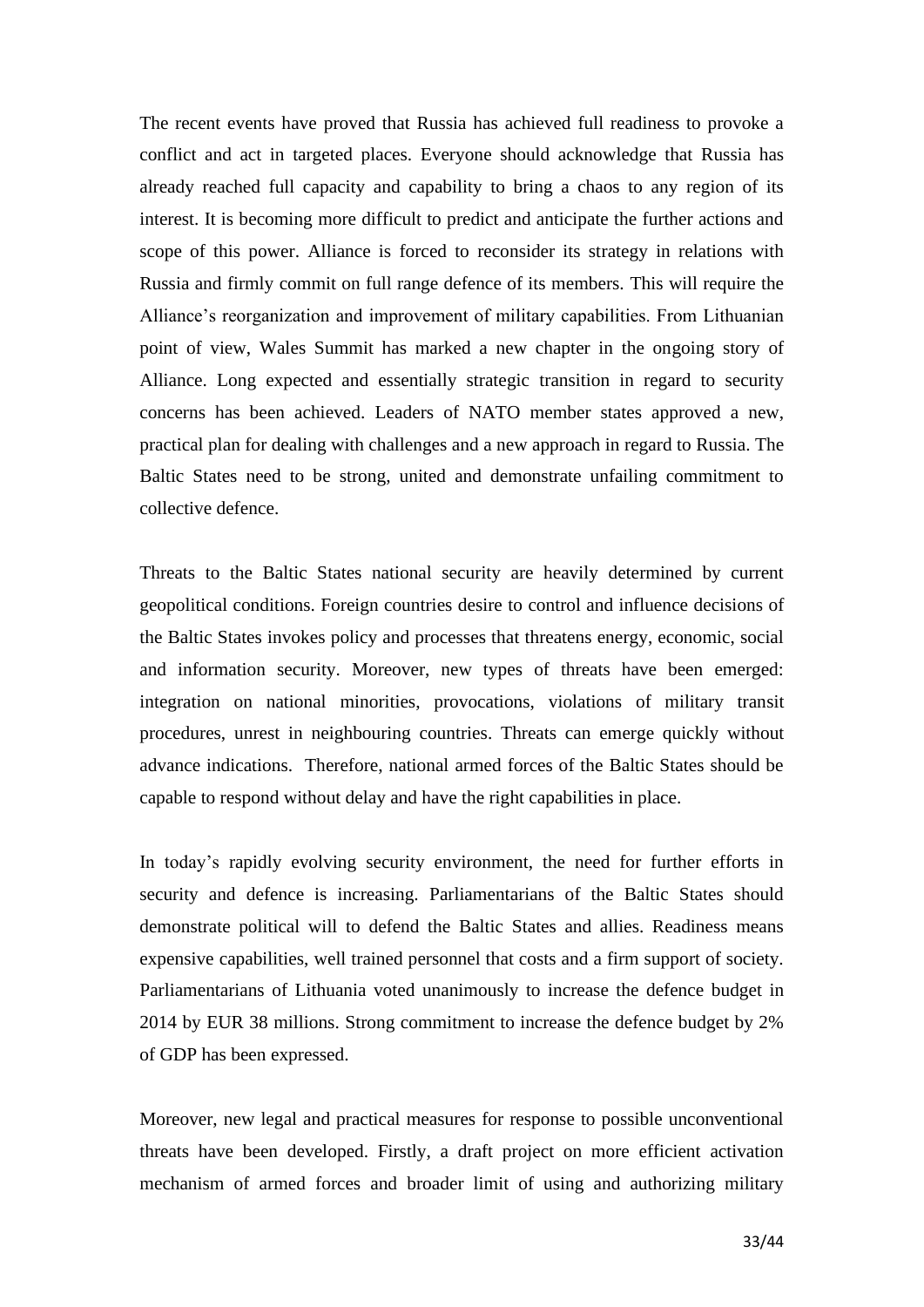The recent events have proved that Russia has achieved full readiness to provoke a conflict and act in targeted places. Everyone should acknowledge that Russia has already reached full capacity and capability to bring a chaos to any region of its interest. It is becoming more difficult to predict and anticipate the further actions and scope of this power. Alliance is forced to reconsider its strategy in relations with Russia and firmly commit on full range defence of its members. This will require the Alliance's reorganization and improvement of military capabilities. From Lithuanian point of view, Wales Summit has marked a new chapter in the ongoing story of Alliance. Long expected and essentially strategic transition in regard to security concerns has been achieved. Leaders of NATO member states approved a new, practical plan for dealing with challenges and a new approach in regard to Russia. The Baltic States need to be strong, united and demonstrate unfailing commitment to collective defence.

Threats to the Baltic States national security are heavily determined by current geopolitical conditions. Foreign countries desire to control and influence decisions of the Baltic States invokes policy and processes that threatens energy, economic, social and information security. Moreover, new types of threats have been emerged: integration on national minorities, provocations, violations of military transit procedures, unrest in neighbouring countries. Threats can emerge quickly without advance indications. Therefore, national armed forces of the Baltic States should be capable to respond without delay and have the right capabilities in place.

In today's rapidly evolving security environment, the need for further efforts in security and defence is increasing. Parliamentarians of the Baltic States should demonstrate political will to defend the Baltic States and allies. Readiness means expensive capabilities, well trained personnel that costs and a firm support of society. Parliamentarians of Lithuania voted unanimously to increase the defence budget in 2014 by EUR 38 millions. Strong commitment to increase the defence budget by 2% of GDP has been expressed.

Moreover, new legal and practical measures for response to possible unconventional threats have been developed. Firstly, a draft project on more efficient activation mechanism of armed forces and broader limit of using and authorizing military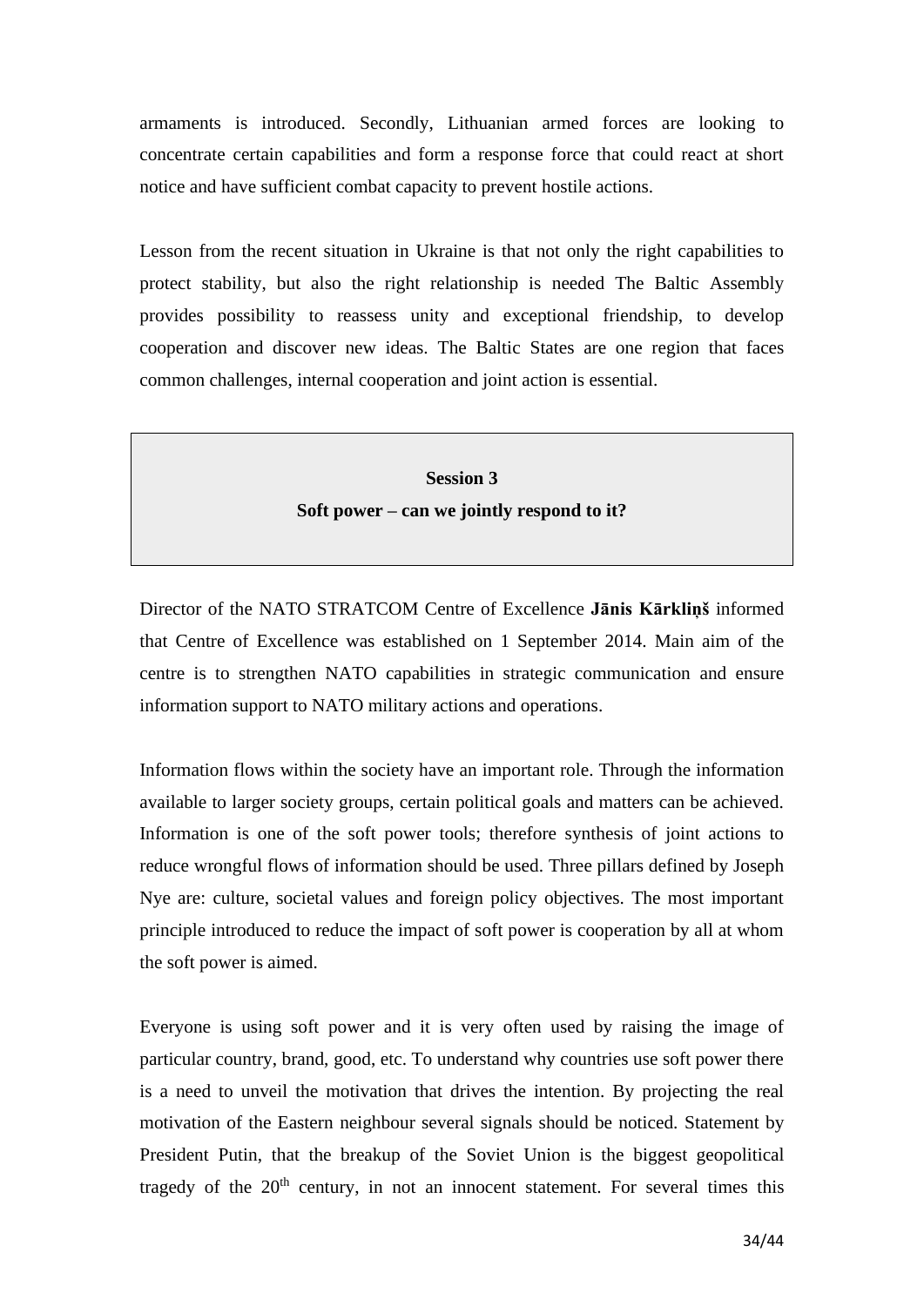armaments is introduced. Secondly, Lithuanian armed forces are looking to concentrate certain capabilities and form a response force that could react at short notice and have sufficient combat capacity to prevent hostile actions.

Lesson from the recent situation in Ukraine is that not only the right capabilities to protect stability, but also the right relationship is needed The Baltic Assembly provides possibility to reassess unity and exceptional friendship, to develop cooperation and discover new ideas. The Baltic States are one region that faces common challenges, internal cooperation and joint action is essential.

## Session 3
## Soft power – can we jointly respond to it?

Director of the NATO STRATCOM Centre of Excellence **Jānis Kārkliņš** informed that Centre of Excellence was established on 1 September 2014. Main aim of the centre is to strengthen NATO capabilities in strategic communication and ensure information support to NATO military actions and operations.

Information flows within the society have an important role. Through the information available to larger society groups, certain political goals and matters can be achieved. Information is one of the soft power tools; therefore synthesis of joint actions to reduce wrongful flows of information should be used. Three pillars defined by Joseph Nye are: culture, societal values and foreign policy objectives. The most important principle introduced to reduce the impact of soft power is cooperation by all at whom the soft power is aimed.

Everyone is using soft power and it is very often used by raising the image of particular country, brand, good, etc. To understand why countries use soft power there is a need to unveil the motivation that drives the intention. By projecting the real motivation of the Eastern neighbour several signals should be noticed. Statement by President Putin, that the breakup of the Soviet Union is the biggest geopolitical tragedy of the 20th century, in not an innocent statement. For several times this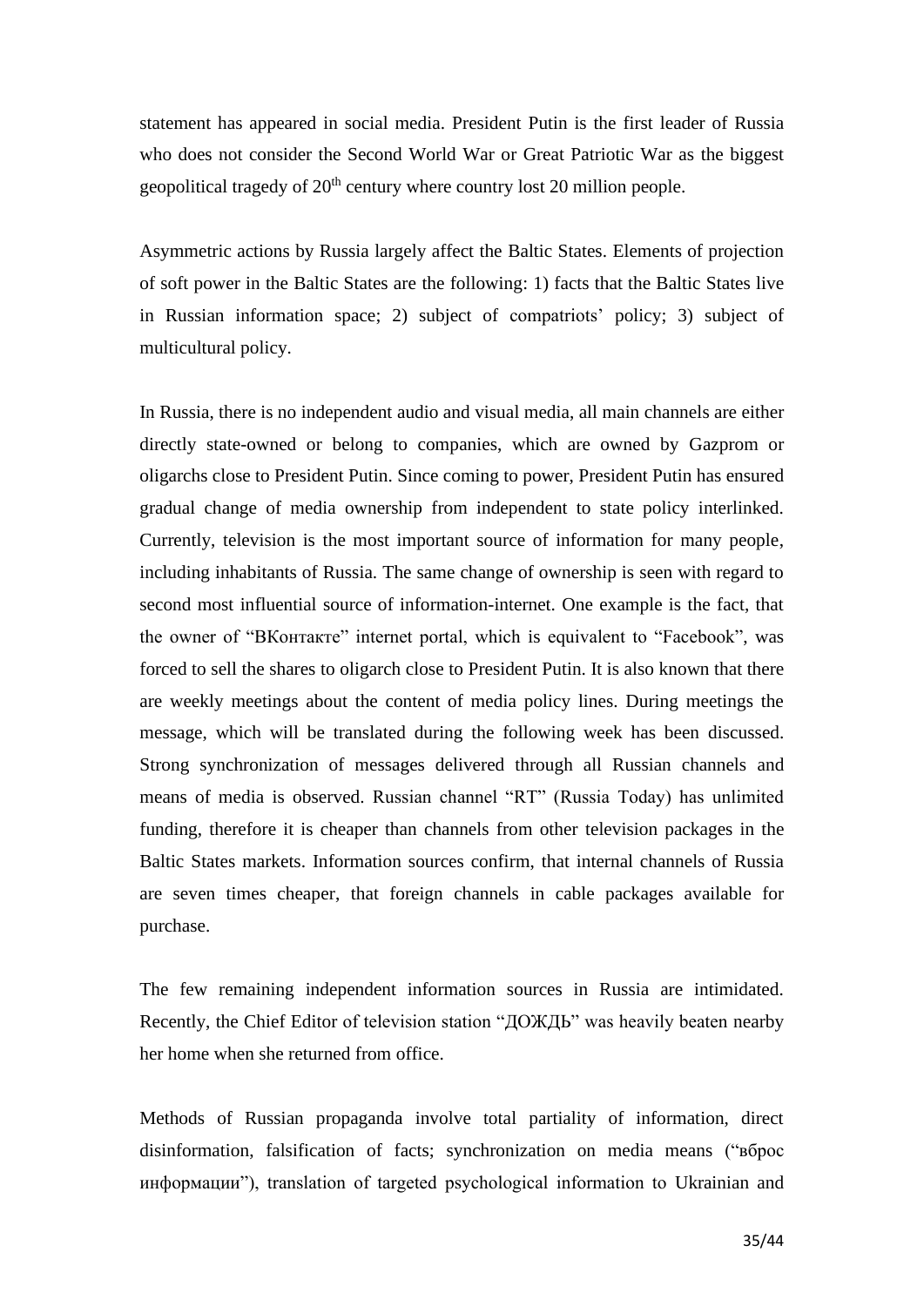statement has appeared in social media. President Putin is the first leader of Russia who does not consider the Second World War or Great Patriotic War as the biggest geopolitical tragedy of 20th century where country lost 20 million people.

Asymmetric actions by Russia largely affect the Baltic States. Elements of projection of soft power in the Baltic States are the following: 1) facts that the Baltic States live in Russian information space; 2) subject of compatriots' policy; 3) subject of multicultural policy.

In Russia, there is no independent audio and visual media, all main channels are either directly state-owned or belong to companies, which are owned by Gazprom or oligarchs close to President Putin. Since coming to power, President Putin has ensured gradual change of media ownership from independent to state policy interlinked. Currently, television is the most important source of information for many people, including inhabitants of Russia. The same change of ownership is seen with regard to second most influential source of information-internet. One example is the fact, that the owner of "ВКонтакте" internet portal, which is equivalent to "Facebook", was forced to sell the shares to oligarch close to President Putin. It is also known that there are weekly meetings about the content of media policy lines. During meetings the message, which will be translated during the following week has been discussed. Strong synchronization of messages delivered through all Russian channels and means of media is observed. Russian channel "RT" (Russia Today) has unlimited funding, therefore it is cheaper than channels from other television packages in the Baltic States markets. Information sources confirm, that internal channels of Russia are seven times cheaper, that foreign channels in cable packages available for purchase.

The few remaining independent information sources in Russia are intimidated. Recently, the Chief Editor of television station "ДОЖДЬ" was heavily beaten nearby her home when she returned from office.

Methods of Russian propaganda involve total partiality of information, direct disinformation, falsification of facts; synchronization on media means ("вброс информации"), translation of targeted psychological information to Ukrainian and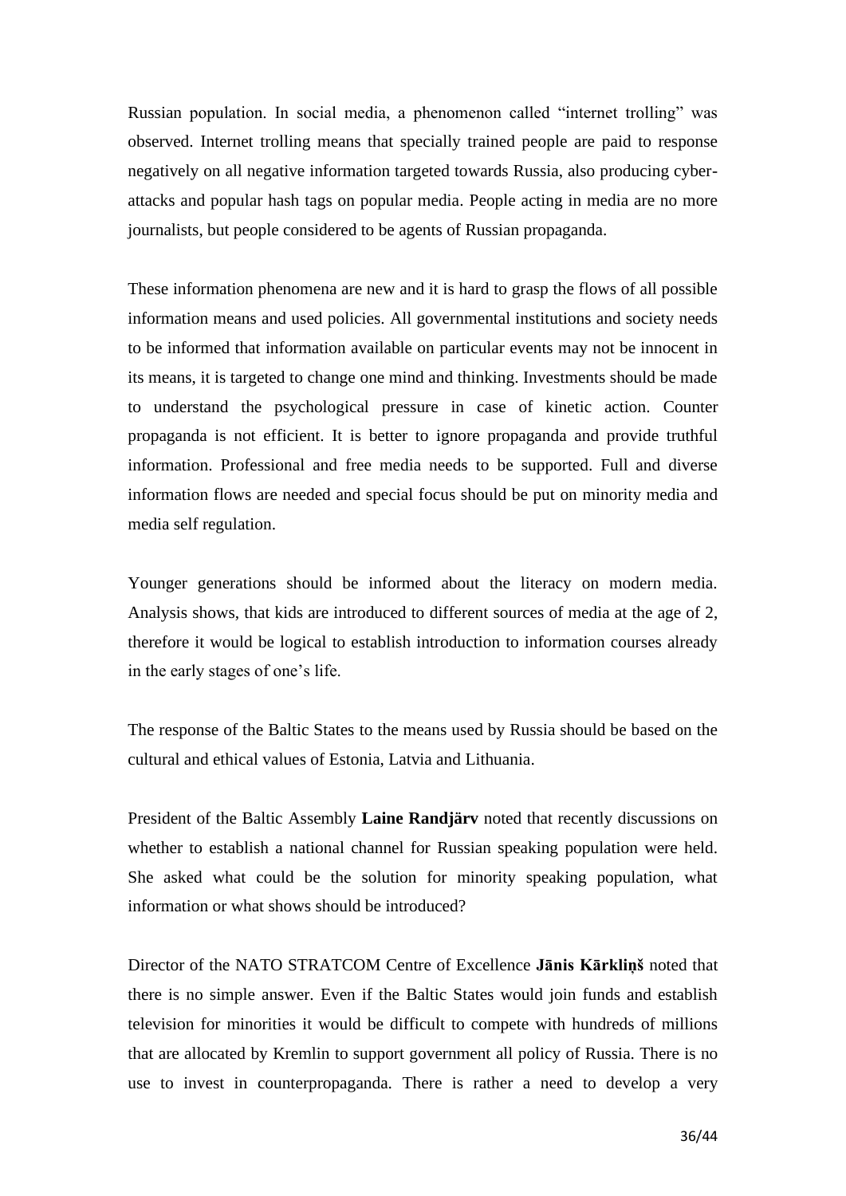Russian population. In social media, a phenomenon called "internet trolling" was observed. Internet trolling means that specially trained people are paid to response negatively on all negative information targeted towards Russia, also producing cyber-attacks and popular hash tags on popular media. People acting in media are no more journalists, but people considered to be agents of Russian propaganda.

These information phenomena are new and it is hard to grasp the flows of all possible information means and used policies. All governmental institutions and society needs to be informed that information available on particular events may not be innocent in its means, it is targeted to change one mind and thinking. Investments should be made to understand the psychological pressure in case of kinetic action. Counter propaganda is not efficient. It is better to ignore propaganda and provide truthful information. Professional and free media needs to be supported. Full and diverse information flows are needed and special focus should be put on minority media and media self regulation.

Younger generations should be informed about the literacy on modern media. Analysis shows, that kids are introduced to different sources of media at the age of 2, therefore it would be logical to establish introduction to information courses already in the early stages of one's life.

The response of the Baltic States to the means used by Russia should be based on the cultural and ethical values of Estonia, Latvia and Lithuania.

President of the Baltic Assembly **Laine Randjärv** noted that recently discussions on whether to establish a national channel for Russian speaking population were held. She asked what could be the solution for minority speaking population, what information or what shows should be introduced?

Director of the NATO STRATCOM Centre of Excellence **Jānis Kārkliņš** noted that there is no simple answer. Even if the Baltic States would join funds and establish television for minorities it would be difficult to compete with hundreds of millions that are allocated by Kremlin to support government all policy of Russia. There is no use to invest in counterpropaganda. There is rather a need to develop a very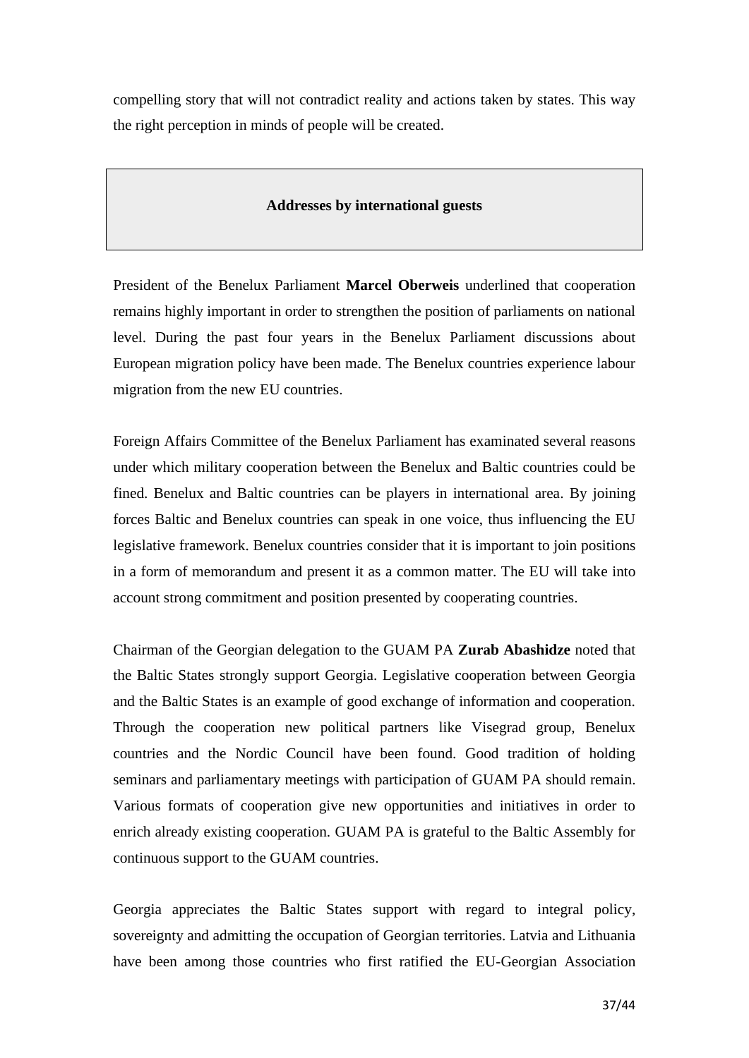compelling story that will not contradict reality and actions taken by states. This way the right perception in minds of people will be created.

## Addresses by international guests

President of the Benelux Parliament **Marcel Oberweis** underlined that cooperation remains highly important in order to strengthen the position of parliaments on national level. During the past four years in the Benelux Parliament discussions about European migration policy have been made. The Benelux countries experience labour migration from the new EU countries.

Foreign Affairs Committee of the Benelux Parliament has examinated several reasons under which military cooperation between the Benelux and Baltic countries could be fined. Benelux and Baltic countries can be players in international area. By joining forces Baltic and Benelux countries can speak in one voice, thus influencing the EU legislative framework. Benelux countries consider that it is important to join positions in a form of memorandum and present it as a common matter. The EU will take into account strong commitment and position presented by cooperating countries.

Chairman of the Georgian delegation to the GUAM PA **Zurab Abashidze** noted that the Baltic States strongly support Georgia. Legislative cooperation between Georgia and the Baltic States is an example of good exchange of information and cooperation. Through the cooperation new political partners like Visegrad group, Benelux countries and the Nordic Council have been found. Good tradition of holding seminars and parliamentary meetings with participation of GUAM PA should remain. Various formats of cooperation give new opportunities and initiatives in order to enrich already existing cooperation. GUAM PA is grateful to the Baltic Assembly for continuous support to the GUAM countries.

Georgia appreciates the Baltic States support with regard to integral policy, sovereignty and admitting the occupation of Georgian territories. Latvia and Lithuania have been among those countries who first ratified the EU-Georgian Association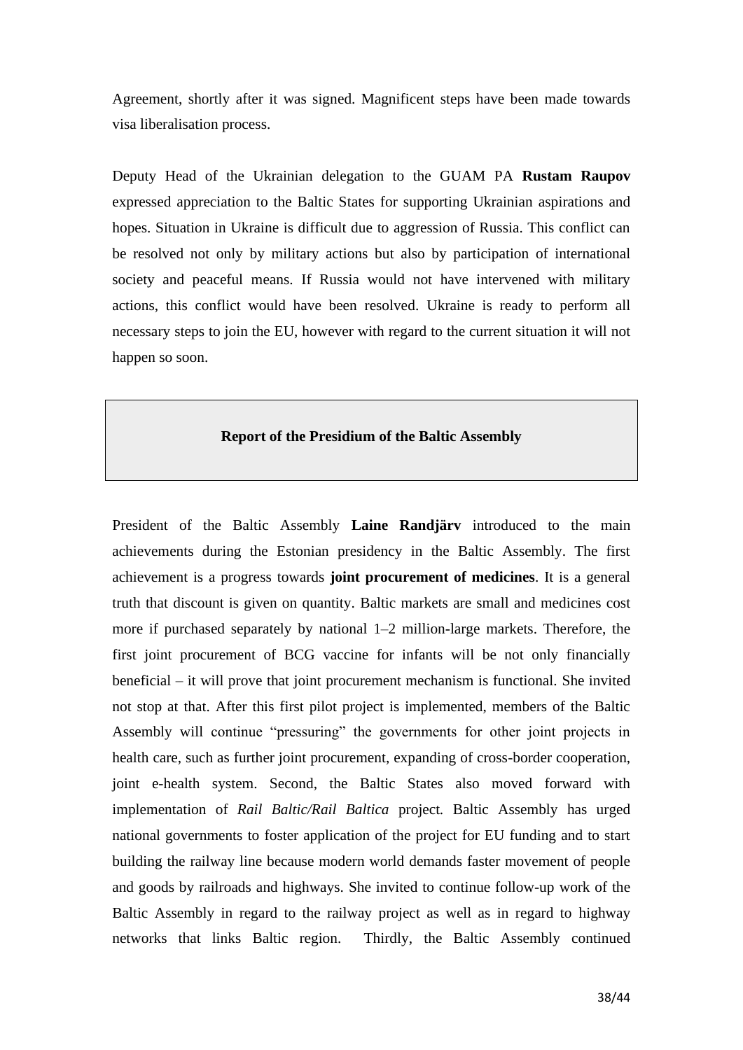Agreement, shortly after it was signed. Magnificent steps have been made towards visa liberalisation process.

Deputy Head of the Ukrainian delegation to the GUAM PA **Rustam Raupov** expressed appreciation to the Baltic States for supporting Ukrainian aspirations and hopes. Situation in Ukraine is difficult due to aggression of Russia. This conflict can be resolved not only by military actions but also by participation of international society and peaceful means. If Russia would not have intervened with military actions, this conflict would have been resolved. Ukraine is ready to perform all necessary steps to join the EU, however with regard to the current situation it will not happen so soon.

## Report of the Presidium of the Baltic Assembly

President of the Baltic Assembly **Laine Randjärv** introduced to the main achievements during the Estonian presidency in the Baltic Assembly. The first achievement is a progress towards **joint procurement of medicines**. It is a general truth that discount is given on quantity. Baltic markets are small and medicines cost more if purchased separately by national 1–2 million-large markets. Therefore, the first joint procurement of BCG vaccine for infants will be not only financially beneficial – it will prove that joint procurement mechanism is functional. She invited not stop at that. After this first pilot project is implemented, members of the Baltic Assembly will continue "pressuring" the governments for other joint projects in health care, such as further joint procurement, expanding of cross-border cooperation, joint e-health system. Second, the Baltic States also moved forward with implementation of *Rail Baltic/Rail Baltica* project. Baltic Assembly has urged national governments to foster application of the project for EU funding and to start building the railway line because modern world demands faster movement of people and goods by railroads and highways. She invited to continue follow-up work of the Baltic Assembly in regard to the railway project as well as in regard to highway networks that links Baltic region. Thirdly, the Baltic Assembly continued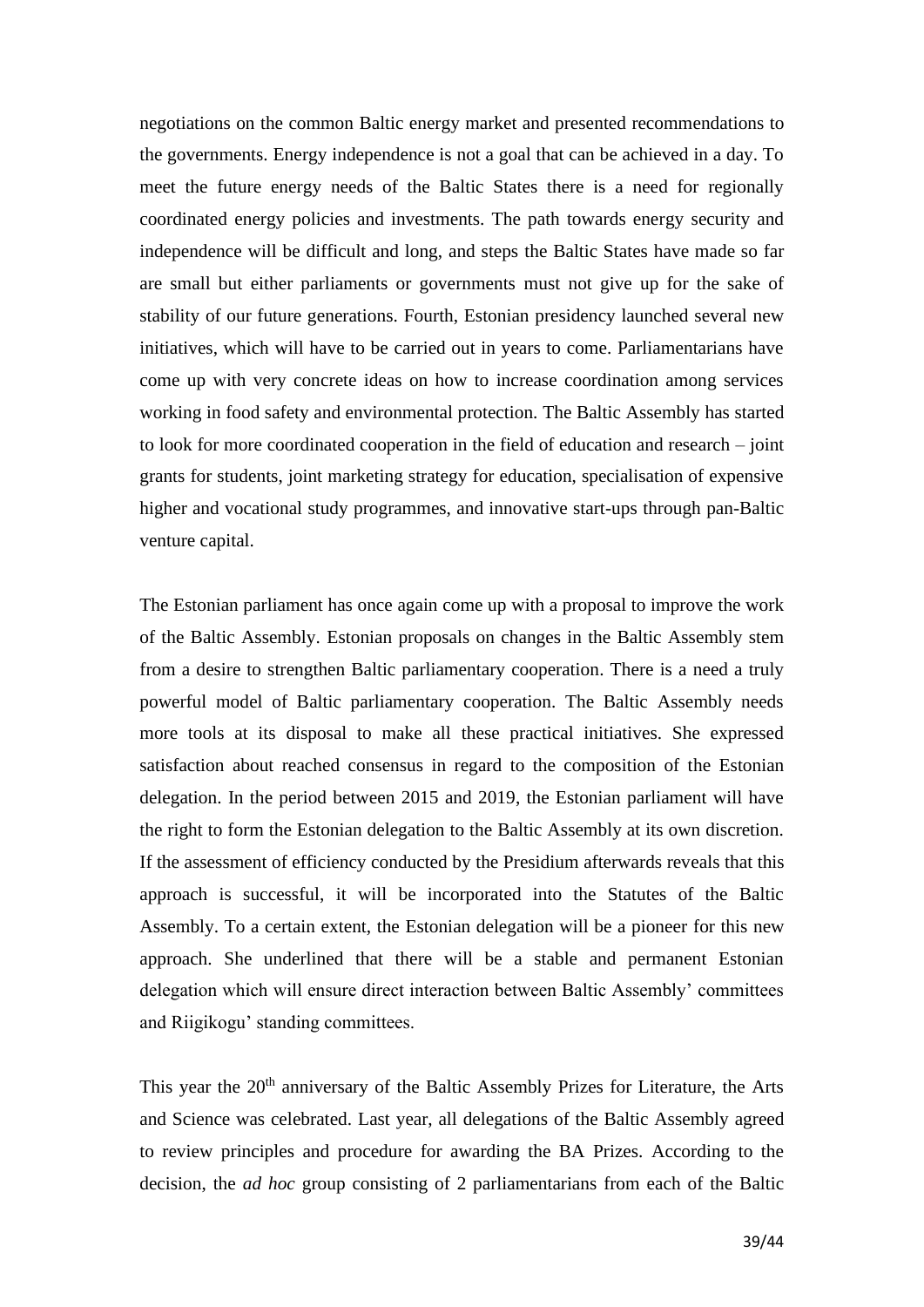negotiations on the common Baltic energy market and presented recommendations to the governments. Energy independence is not a goal that can be achieved in a day. To meet the future energy needs of the Baltic States there is a need for regionally coordinated energy policies and investments. The path towards energy security and independence will be difficult and long, and steps the Baltic States have made so far are small but either parliaments or governments must not give up for the sake of stability of our future generations. Fourth, Estonian presidency launched several new initiatives, which will have to be carried out in years to come. Parliamentarians have come up with very concrete ideas on how to increase coordination among services working in food safety and environmental protection. The Baltic Assembly has started to look for more coordinated cooperation in the field of education and research – joint grants for students, joint marketing strategy for education, specialisation of expensive higher and vocational study programmes, and innovative start-ups through pan-Baltic venture capital.

The Estonian parliament has once again come up with a proposal to improve the work of the Baltic Assembly. Estonian proposals on changes in the Baltic Assembly stem from a desire to strengthen Baltic parliamentary cooperation. There is a need a truly powerful model of Baltic parliamentary cooperation. The Baltic Assembly needs more tools at its disposal to make all these practical initiatives. She expressed satisfaction about reached consensus in regard to the composition of the Estonian delegation. In the period between 2015 and 2019, the Estonian parliament will have the right to form the Estonian delegation to the Baltic Assembly at its own discretion. If the assessment of efficiency conducted by the Presidium afterwards reveals that this approach is successful, it will be incorporated into the Statutes of the Baltic Assembly. To a certain extent, the Estonian delegation will be a pioneer for this new approach. She underlined that there will be a stable and permanent Estonian delegation which will ensure direct interaction between Baltic Assembly' committees and Riigikogu' standing committees.

This year the 20th anniversary of the Baltic Assembly Prizes for Literature, the Arts and Science was celebrated. Last year, all delegations of the Baltic Assembly agreed to review principles and procedure for awarding the BA Prizes. According to the decision, the *ad hoc* group consisting of 2 parliamentarians from each of the Baltic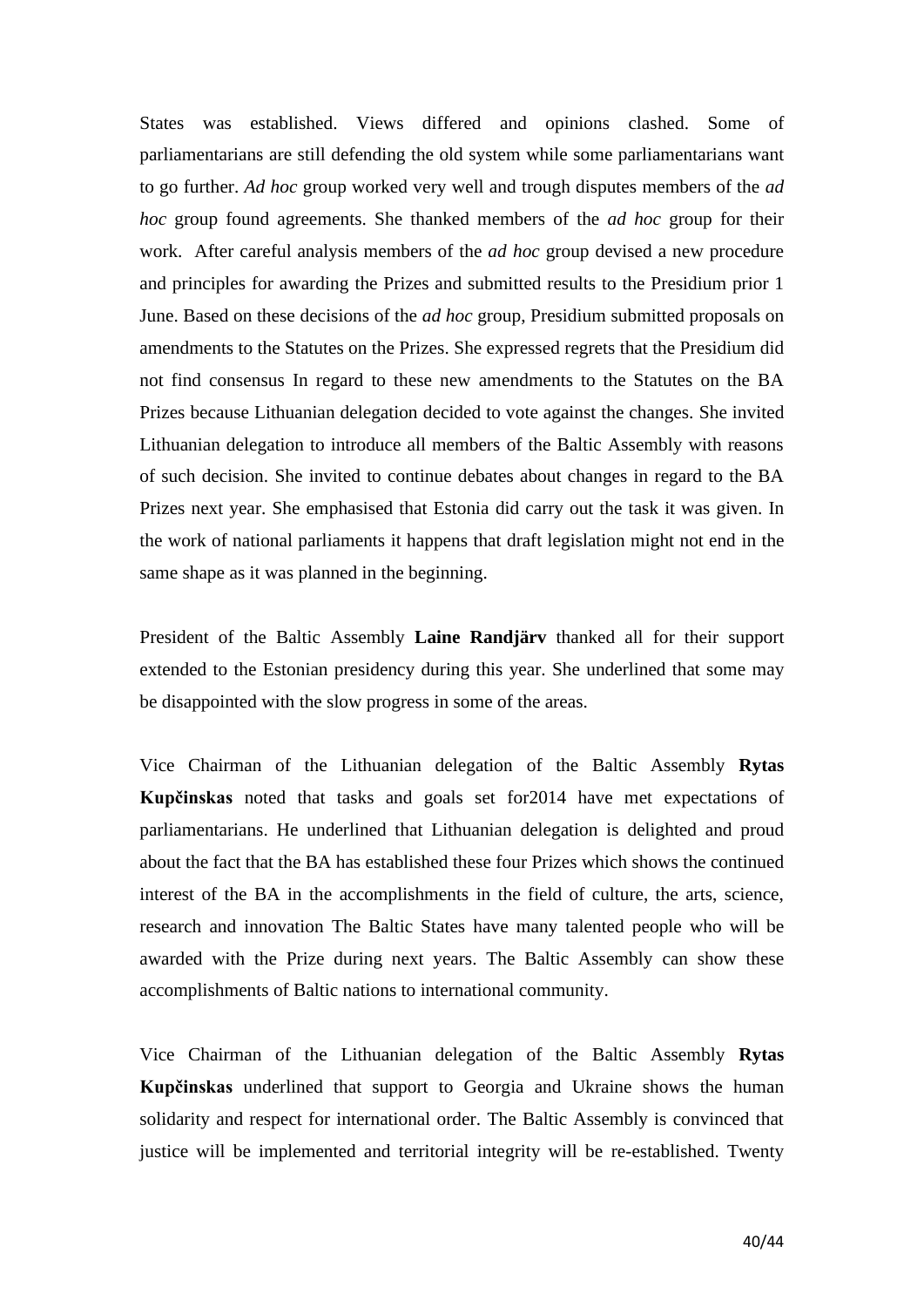States was established. Views differed and opinions clashed. Some of parliamentarians are still defending the old system while some parliamentarians want to go further. *Ad hoc* group worked very well and trough disputes members of the *ad hoc* group found agreements. She thanked members of the *ad hoc* group for their work. After careful analysis members of the *ad hoc* group devised a new procedure and principles for awarding the Prizes and submitted results to the Presidium prior 1 June. Based on these decisions of the *ad hoc* group, Presidium submitted proposals on amendments to the Statutes on the Prizes. She expressed regrets that the Presidium did not find consensus In regard to these new amendments to the Statutes on the BA Prizes because Lithuanian delegation decided to vote against the changes. She invited Lithuanian delegation to introduce all members of the Baltic Assembly with reasons of such decision. She invited to continue debates about changes in regard to the BA Prizes next year. She emphasised that Estonia did carry out the task it was given. In the work of national parliaments it happens that draft legislation might not end in the same shape as it was planned in the beginning.

President of the Baltic Assembly **Laine Randjärv** thanked all for their support extended to the Estonian presidency during this year. She underlined that some may be disappointed with the slow progress in some of the areas.

Vice Chairman of the Lithuanian delegation of the Baltic Assembly **Rytas Kupčinskas** noted that tasks and goals set for2014 have met expectations of parliamentarians. He underlined that Lithuanian delegation is delighted and proud about the fact that the BA has established these four Prizes which shows the continued interest of the BA in the accomplishments in the field of culture, the arts, science, research and innovation The Baltic States have many talented people who will be awarded with the Prize during next years. The Baltic Assembly can show these accomplishments of Baltic nations to international community.

Vice Chairman of the Lithuanian delegation of the Baltic Assembly **Rytas Kupčinskas** underlined that support to Georgia and Ukraine shows the human solidarity and respect for international order. The Baltic Assembly is convinced that justice will be implemented and territorial integrity will be re-established. Twenty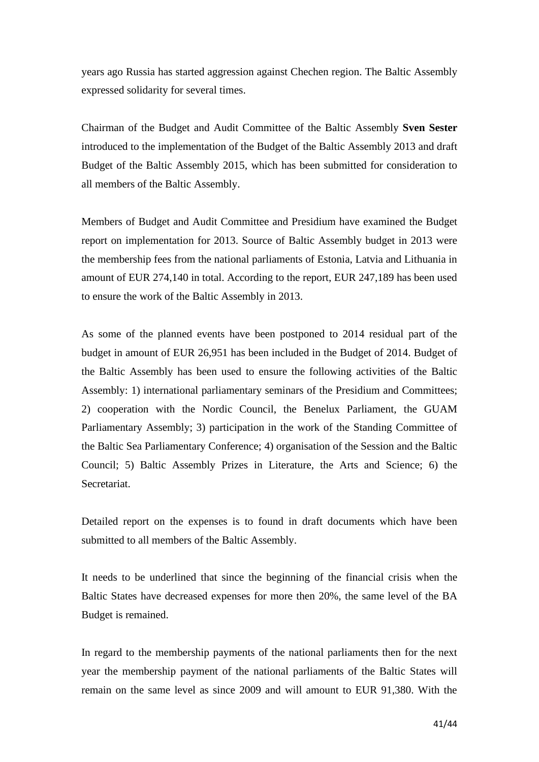years ago Russia has started aggression against Chechen region. The Baltic Assembly expressed solidarity for several times.

Chairman of the Budget and Audit Committee of the Baltic Assembly **Sven Sester** introduced to the implementation of the Budget of the Baltic Assembly 2013 and draft Budget of the Baltic Assembly 2015, which has been submitted for consideration to all members of the Baltic Assembly.

Members of Budget and Audit Committee and Presidium have examined the Budget report on implementation for 2013. Source of Baltic Assembly budget in 2013 were the membership fees from the national parliaments of Estonia, Latvia and Lithuania in amount of EUR 274,140 in total. According to the report, EUR 247,189 has been used to ensure the work of the Baltic Assembly in 2013.

As some of the planned events have been postponed to 2014 residual part of the budget in amount of EUR 26,951 has been included in the Budget of 2014. Budget of the Baltic Assembly has been used to ensure the following activities of the Baltic Assembly: 1) international parliamentary seminars of the Presidium and Committees; 2) cooperation with the Nordic Council, the Benelux Parliament, the GUAM Parliamentary Assembly; 3) participation in the work of the Standing Committee of the Baltic Sea Parliamentary Conference; 4) organisation of the Session and the Baltic Council; 5) Baltic Assembly Prizes in Literature, the Arts and Science; 6) the Secretariat.

Detailed report on the expenses is to found in draft documents which have been submitted to all members of the Baltic Assembly.

It needs to be underlined that since the beginning of the financial crisis when the Baltic States have decreased expenses for more then 20%, the same level of the BA Budget is remained.

In regard to the membership payments of the national parliaments then for the next year the membership payment of the national parliaments of the Baltic States will remain on the same level as since 2009 and will amount to EUR 91,380. With the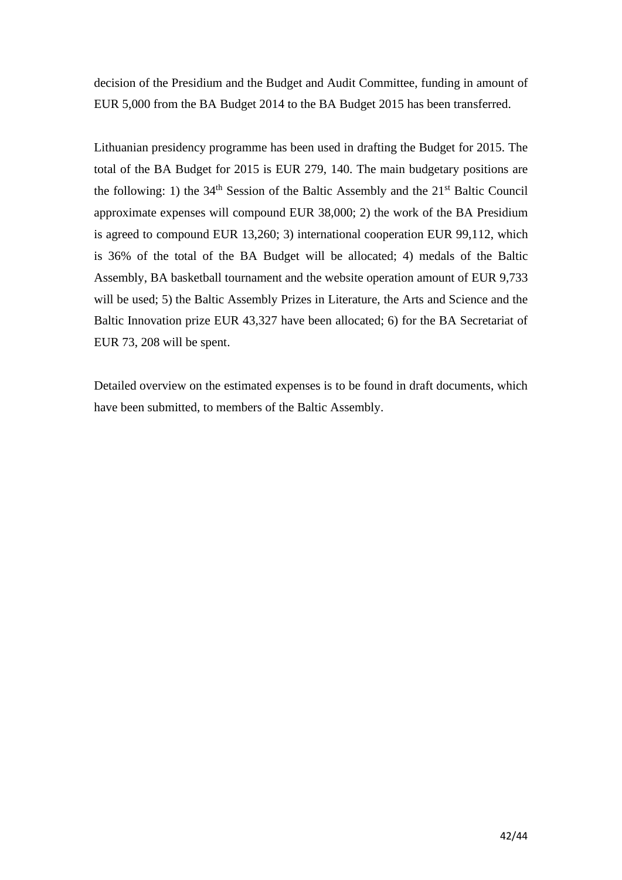decision of the Presidium and the Budget and Audit Committee, funding in amount of EUR 5,000 from the BA Budget 2014 to the BA Budget 2015 has been transferred.

Lithuanian presidency programme has been used in drafting the Budget for 2015. The total of the BA Budget for 2015 is EUR 279, 140. The main budgetary positions are the following: 1) the 34th Session of the Baltic Assembly and the 21st Baltic Council approximate expenses will compound EUR 38,000; 2) the work of the BA Presidium is agreed to compound EUR 13,260; 3) international cooperation EUR 99,112, which is 36% of the total of the BA Budget will be allocated; 4) medals of the Baltic Assembly, BA basketball tournament and the website operation amount of EUR 9,733 will be used; 5) the Baltic Assembly Prizes in Literature, the Arts and Science and the Baltic Innovation prize EUR 43,327 have been allocated; 6) for the BA Secretariat of EUR 73, 208 will be spent.

Detailed overview on the estimated expenses is to be found in draft documents, which have been submitted, to members of the Baltic Assembly.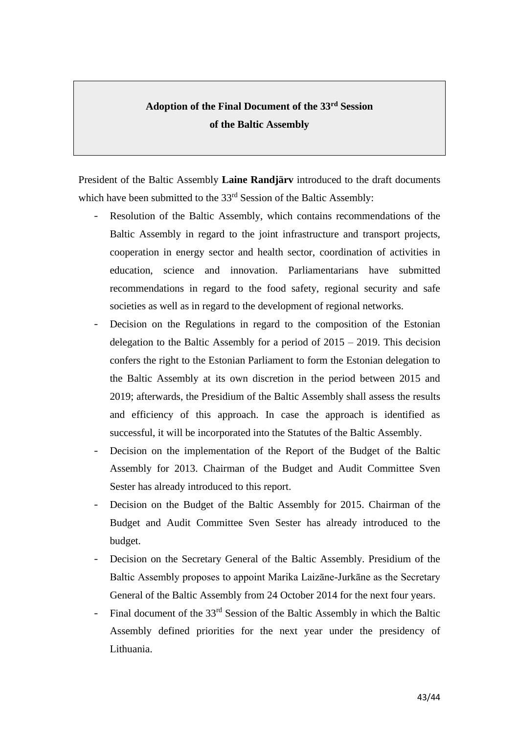## Adoption of the Final Document of the 33rd Session of the Baltic Assembly

President of the Baltic Assembly **Laine Randjärv** introduced to the draft documents which have been submitted to the 33rd Session of the Baltic Assembly:

- Resolution of the Baltic Assembly, which contains recommendations of the Baltic Assembly in regard to the joint infrastructure and transport projects, cooperation in energy sector and health sector, coordination of activities in education, science and innovation. Parliamentarians have submitted recommendations in regard to the food safety, regional security and safe societies as well as in regard to the development of regional networks.
- Decision on the Regulations in regard to the composition of the Estonian delegation to the Baltic Assembly for a period of 2015 – 2019. This decision confers the right to the Estonian Parliament to form the Estonian delegation to the Baltic Assembly at its own discretion in the period between 2015 and 2019; afterwards, the Presidium of the Baltic Assembly shall assess the results and efficiency of this approach. In case the approach is identified as successful, it will be incorporated into the Statutes of the Baltic Assembly.
- Decision on the implementation of the Report of the Budget of the Baltic Assembly for 2013. Chairman of the Budget and Audit Committee Sven Sester has already introduced to this report.
- Decision on the Budget of the Baltic Assembly for 2015. Chairman of the Budget and Audit Committee Sven Sester has already introduced to the budget.
- Decision on the Secretary General of the Baltic Assembly. Presidium of the Baltic Assembly proposes to appoint Marika Laizāne-Jurkāne as the Secretary General of the Baltic Assembly from 24 October 2014 for the next four years.
- Final document of the 33rd Session of the Baltic Assembly in which the Baltic Assembly defined priorities for the next year under the presidency of Lithuania.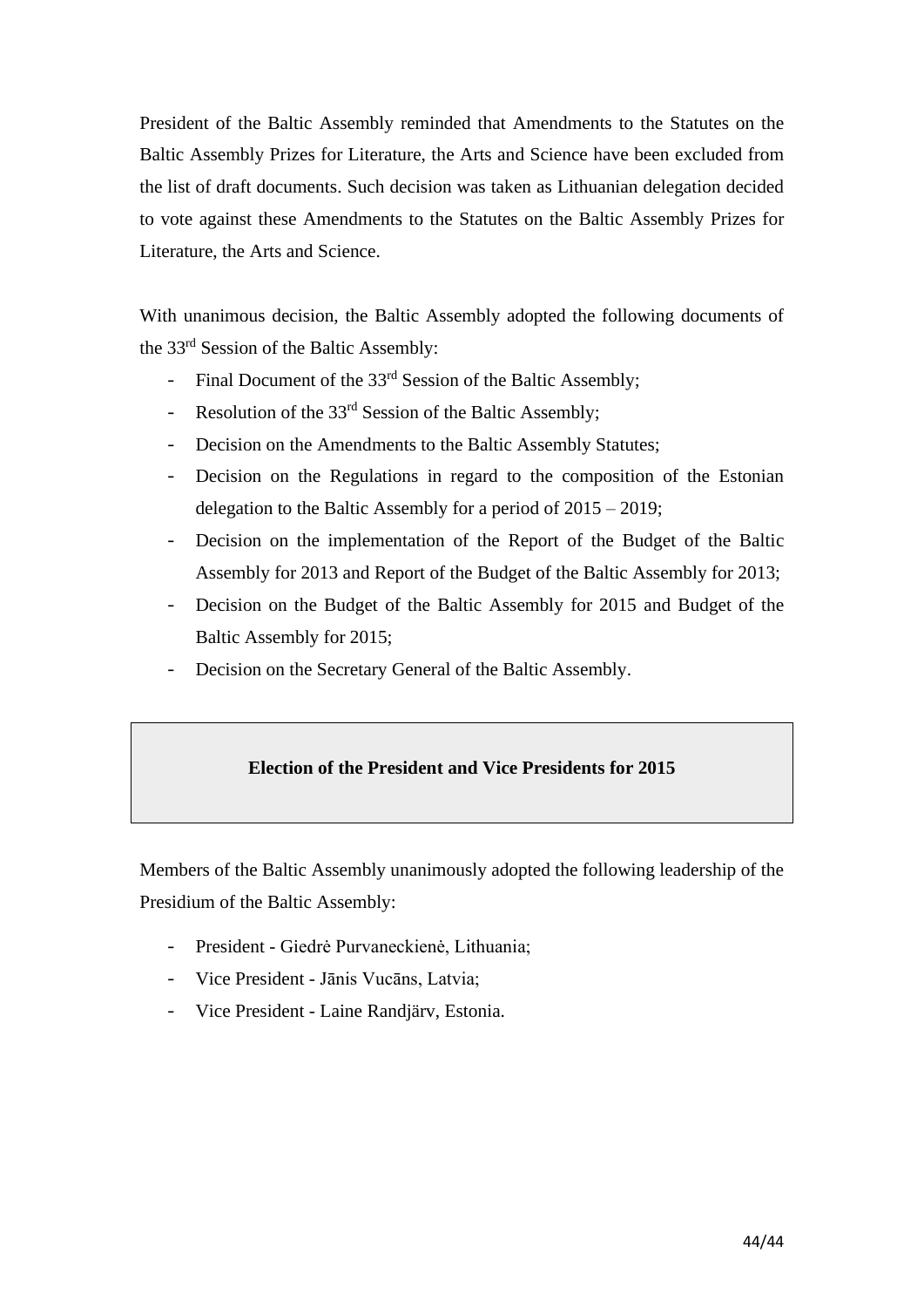President of the Baltic Assembly reminded that Amendments to the Statutes on the Baltic Assembly Prizes for Literature, the Arts and Science have been excluded from the list of draft documents. Such decision was taken as Lithuanian delegation decided to vote against these Amendments to the Statutes on the Baltic Assembly Prizes for Literature, the Arts and Science.

With unanimous decision, the Baltic Assembly adopted the following documents of the 33rd Session of the Baltic Assembly:

- Final Document of the 33rd Session of the Baltic Assembly;
- Resolution of the 33rd Session of the Baltic Assembly;
- Decision on the Amendments to the Baltic Assembly Statutes;
- Decision on the Regulations in regard to the composition of the Estonian delegation to the Baltic Assembly for a period of 2015 – 2019;
- Decision on the implementation of the Report of the Budget of the Baltic Assembly for 2013 and Report of the Budget of the Baltic Assembly for 2013;
- Decision on the Budget of the Baltic Assembly for 2015 and Budget of the Baltic Assembly for 2015;
- Decision on the Secretary General of the Baltic Assembly.

## Election of the President and Vice Presidents for 2015

Members of the Baltic Assembly unanimously adopted the following leadership of the Presidium of the Baltic Assembly:

- President - Giedrė Purvaneckienė, Lithuania;
- Vice President - Jānis Vucāns, Latvia;
- Vice President - Laine Randjärv, Estonia.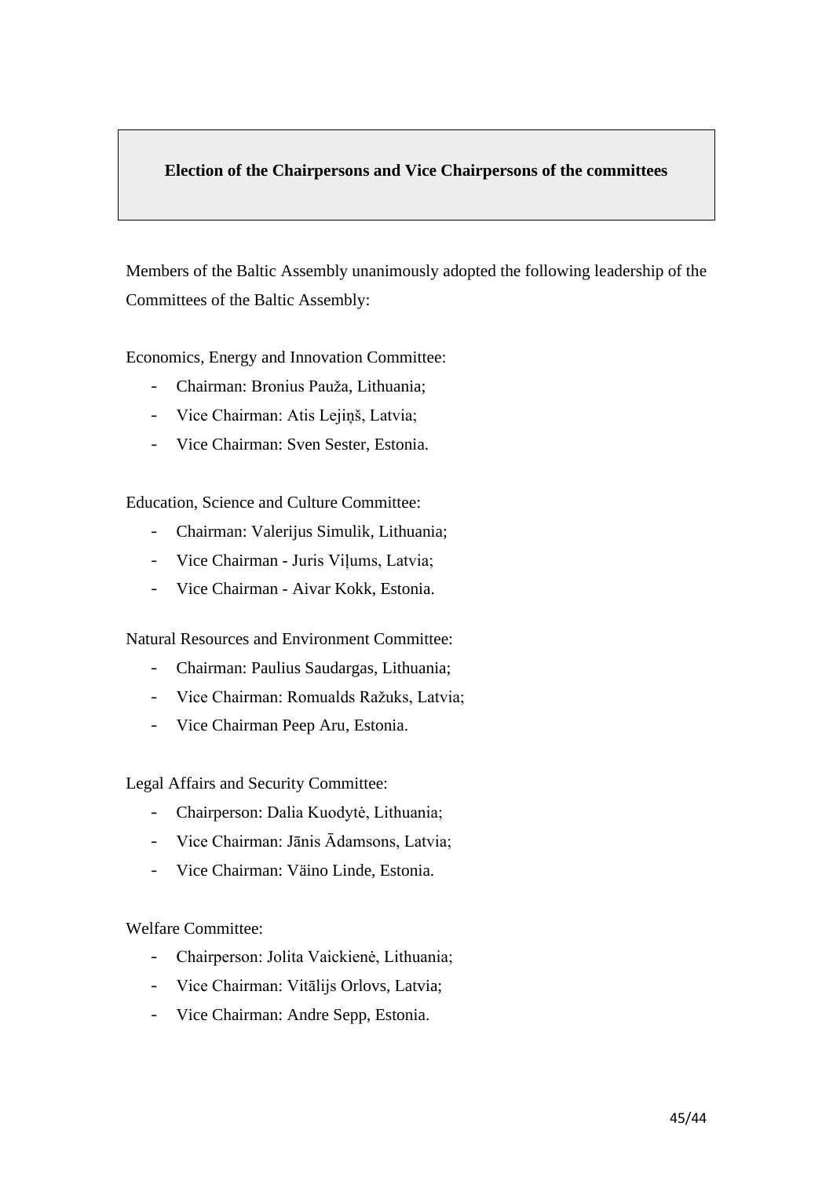## Election of the Chairpersons and Vice Chairpersons of the committees

Members of the Baltic Assembly unanimously adopted the following leadership of the Committees of the Baltic Assembly:

Economics, Energy and Innovation Committee:

- Chairman: Bronius Pauža, Lithuania;
- Vice Chairman: Atis Lejiņš, Latvia;
- Vice Chairman: Sven Sester, Estonia.

Education, Science and Culture Committee:

- Chairman: Valerijus Simulik, Lithuania;
- Vice Chairman - Juris Viļums, Latvia;
- Vice Chairman - Aivar Kokk, Estonia.

Natural Resources and Environment Committee:

- Chairman: Paulius Saudargas, Lithuania;
- Vice Chairman: Romualds Ražuks, Latvia;
- Vice Chairman Peep Aru, Estonia.

Legal Affairs and Security Committee:

- Chairperson: Dalia Kuodytė, Lithuania;
- Vice Chairman: Jānis Ādamsons, Latvia;
- Vice Chairman: Väino Linde, Estonia.

Welfare Committee:

- Chairperson: Jolita Vaickienė, Lithuania;
- Vice Chairman: Vitālijs Orlovs, Latvia;
- Vice Chairman: Andre Sepp, Estonia.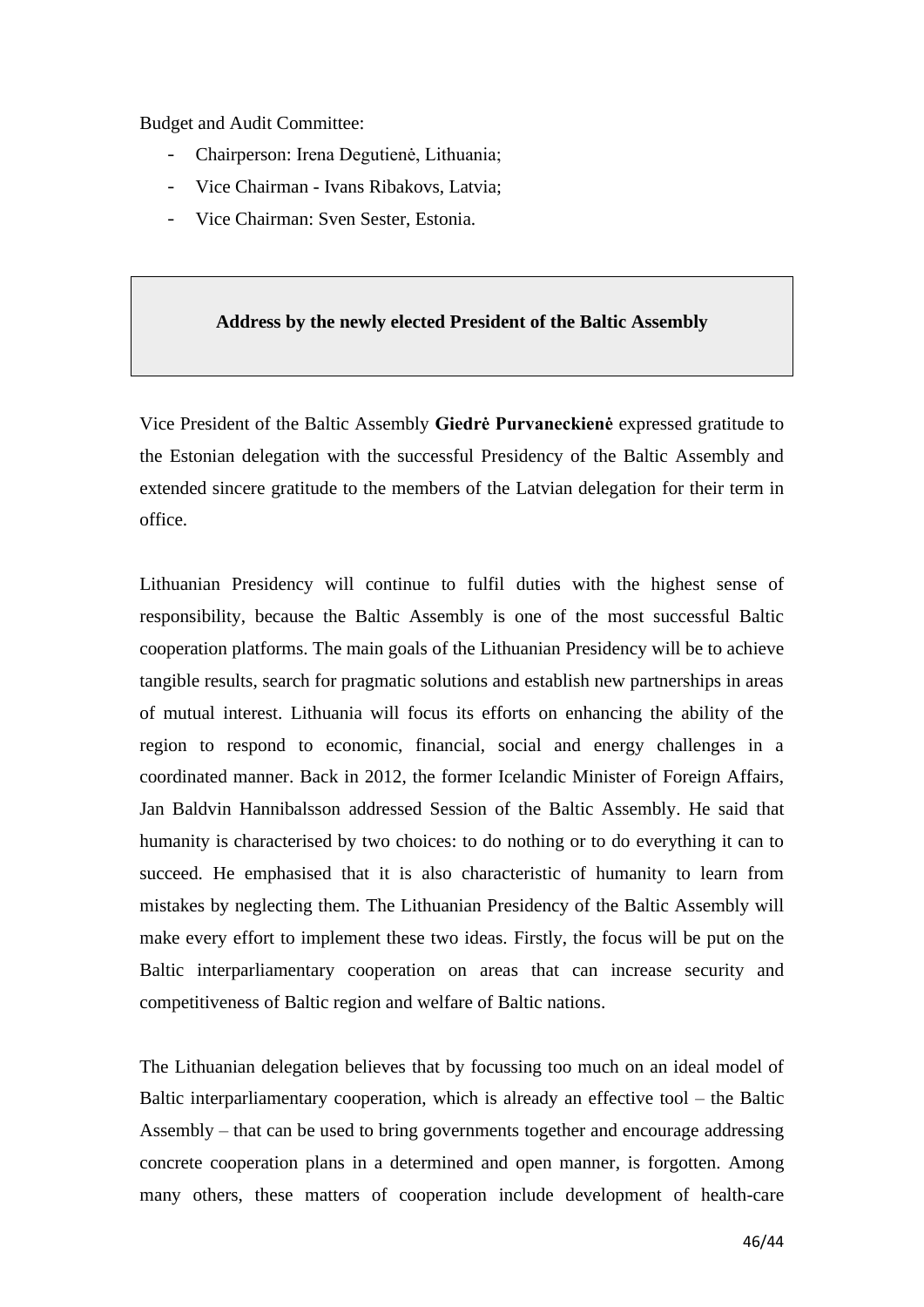Budget and Audit Committee:

- Chairperson: Irena Degutienė, Lithuania;
- Vice Chairman - Ivans Ribakovs, Latvia;
- Vice Chairman: Sven Sester, Estonia.

## Address by the newly elected President of the Baltic Assembly

Vice President of the Baltic Assembly **Giedrė Purvaneckienė** expressed gratitude to the Estonian delegation with the successful Presidency of the Baltic Assembly and extended sincere gratitude to the members of the Latvian delegation for their term in office.

Lithuanian Presidency will continue to fulfil duties with the highest sense of responsibility, because the Baltic Assembly is one of the most successful Baltic cooperation platforms. The main goals of the Lithuanian Presidency will be to achieve tangible results, search for pragmatic solutions and establish new partnerships in areas of mutual interest. Lithuania will focus its efforts on enhancing the ability of the region to respond to economic, financial, social and energy challenges in a coordinated manner. Back in 2012, the former Icelandic Minister of Foreign Affairs, Jan Baldvin Hannibalsson addressed Session of the Baltic Assembly. He said that humanity is characterised by two choices: to do nothing or to do everything it can to succeed. He emphasised that it is also characteristic of humanity to learn from mistakes by neglecting them. The Lithuanian Presidency of the Baltic Assembly will make every effort to implement these two ideas. Firstly, the focus will be put on the Baltic interparliamentary cooperation on areas that can increase security and competitiveness of Baltic region and welfare of Baltic nations.

The Lithuanian delegation believes that by focussing too much on an ideal model of Baltic interparliamentary cooperation, which is already an effective tool – the Baltic Assembly – that can be used to bring governments together and encourage addressing concrete cooperation plans in a determined and open manner, is forgotten. Among many others, these matters of cooperation include development of health-care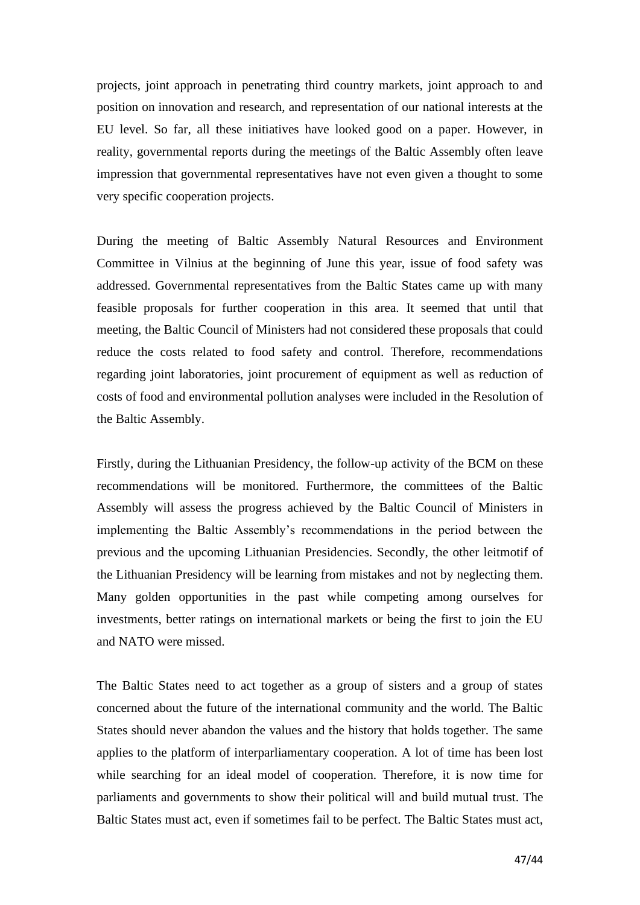projects, joint approach in penetrating third country markets, joint approach to and position on innovation and research, and representation of our national interests at the EU level. So far, all these initiatives have looked good on a paper. However, in reality, governmental reports during the meetings of the Baltic Assembly often leave impression that governmental representatives have not even given a thought to some very specific cooperation projects.

During the meeting of Baltic Assembly Natural Resources and Environment Committee in Vilnius at the beginning of June this year, issue of food safety was addressed. Governmental representatives from the Baltic States came up with many feasible proposals for further cooperation in this area. It seemed that until that meeting, the Baltic Council of Ministers had not considered these proposals that could reduce the costs related to food safety and control. Therefore, recommendations regarding joint laboratories, joint procurement of equipment as well as reduction of costs of food and environmental pollution analyses were included in the Resolution of the Baltic Assembly.

Firstly, during the Lithuanian Presidency, the follow-up activity of the BCM on these recommendations will be monitored. Furthermore, the committees of the Baltic Assembly will assess the progress achieved by the Baltic Council of Ministers in implementing the Baltic Assembly's recommendations in the period between the previous and the upcoming Lithuanian Presidencies. Secondly, the other leitmotif of the Lithuanian Presidency will be learning from mistakes and not by neglecting them. Many golden opportunities in the past while competing among ourselves for investments, better ratings on international markets or being the first to join the EU and NATO were missed.

The Baltic States need to act together as a group of sisters and a group of states concerned about the future of the international community and the world. The Baltic States should never abandon the values and the history that holds together. The same applies to the platform of interparliamentary cooperation. A lot of time has been lost while searching for an ideal model of cooperation. Therefore, it is now time for parliaments and governments to show their political will and build mutual trust. The Baltic States must act, even if sometimes fail to be perfect. The Baltic States must act,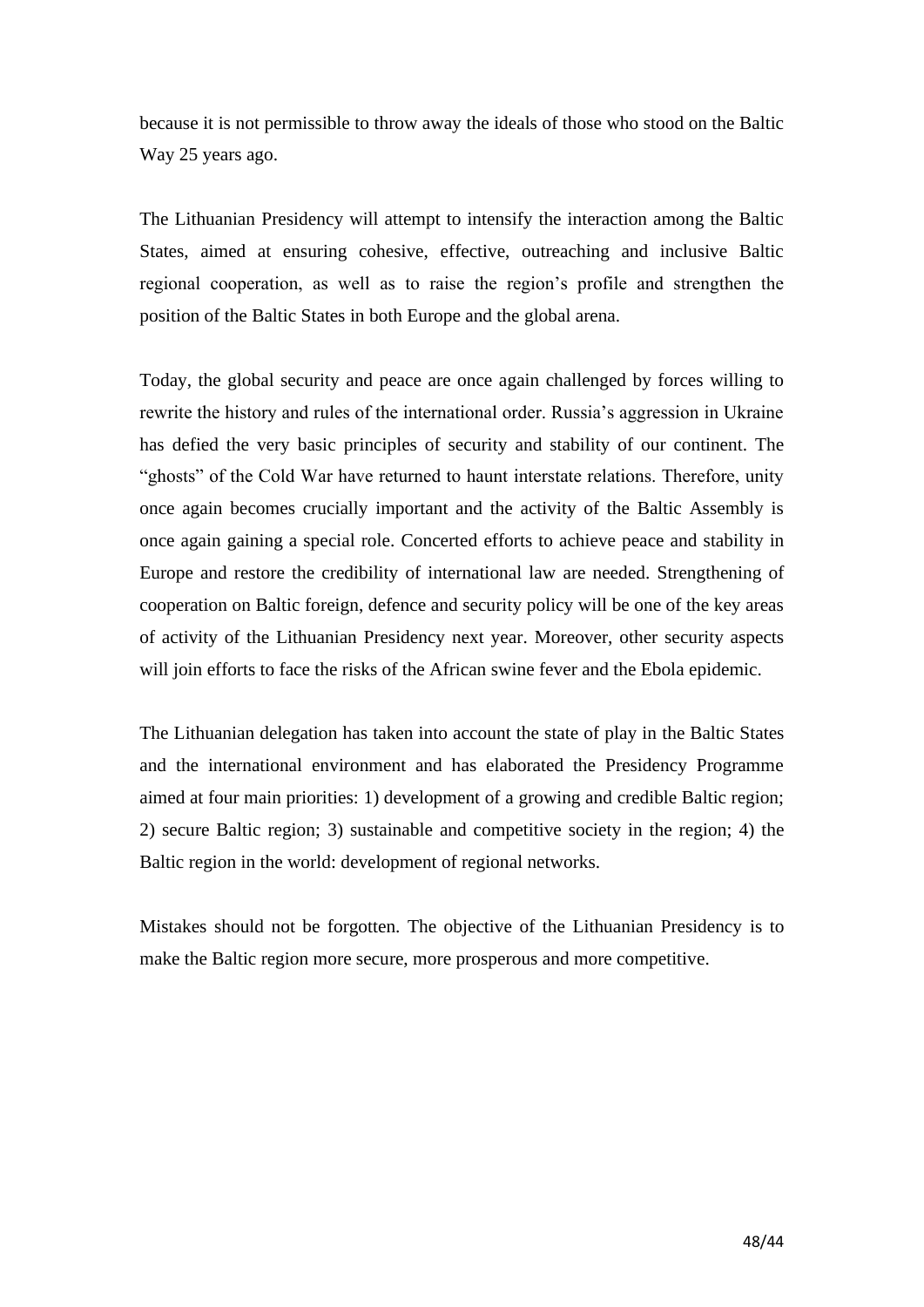because it is not permissible to throw away the ideals of those who stood on the Baltic Way 25 years ago.

The Lithuanian Presidency will attempt to intensify the interaction among the Baltic States, aimed at ensuring cohesive, effective, outreaching and inclusive Baltic regional cooperation, as well as to raise the region's profile and strengthen the position of the Baltic States in both Europe and the global arena.

Today, the global security and peace are once again challenged by forces willing to rewrite the history and rules of the international order. Russia's aggression in Ukraine has defied the very basic principles of security and stability of our continent. The "ghosts" of the Cold War have returned to haunt interstate relations. Therefore, unity once again becomes crucially important and the activity of the Baltic Assembly is once again gaining a special role. Concerted efforts to achieve peace and stability in Europe and restore the credibility of international law are needed. Strengthening of cooperation on Baltic foreign, defence and security policy will be one of the key areas of activity of the Lithuanian Presidency next year. Moreover, other security aspects will join efforts to face the risks of the African swine fever and the Ebola epidemic.

The Lithuanian delegation has taken into account the state of play in the Baltic States and the international environment and has elaborated the Presidency Programme aimed at four main priorities: 1) development of a growing and credible Baltic region; 2) secure Baltic region; 3) sustainable and competitive society in the region; 4) the Baltic region in the world: development of regional networks.

Mistakes should not be forgotten. The objective of the Lithuanian Presidency is to make the Baltic region more secure, more prosperous and more competitive.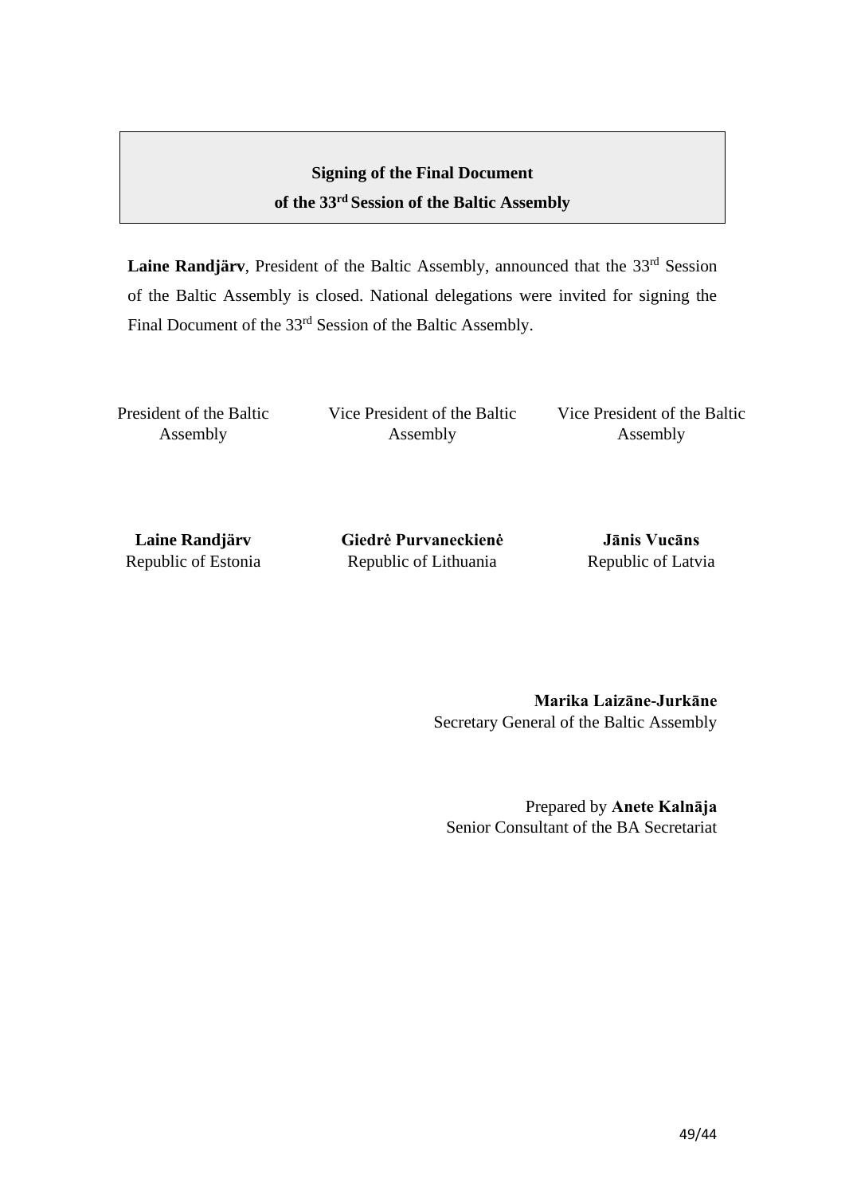## Signing of the Final Document of the 33rd Session of the Baltic Assembly

**Laine Randjärv**, President of the Baltic Assembly, announced that the 33rd Session of the Baltic Assembly is closed. National delegations were invited for signing the Final Document of the 33rd Session of the Baltic Assembly.

| | | |
|---|---|---|
| President of the Baltic Assembly | Vice President of the Baltic Assembly | Vice President of the Baltic Assembly |
| **Laine Randjärv** Republic of Estonia | **Giedrė Purvaneckienė** Republic of Lithuania | **Jānis Vucāns** Republic of Latvia |

**Marika Laizāne-Jurkāne**
Secretary General of the Baltic Assembly

Prepared by **Anete Kalnāja**
Senior Consultant of the BA Secretariat